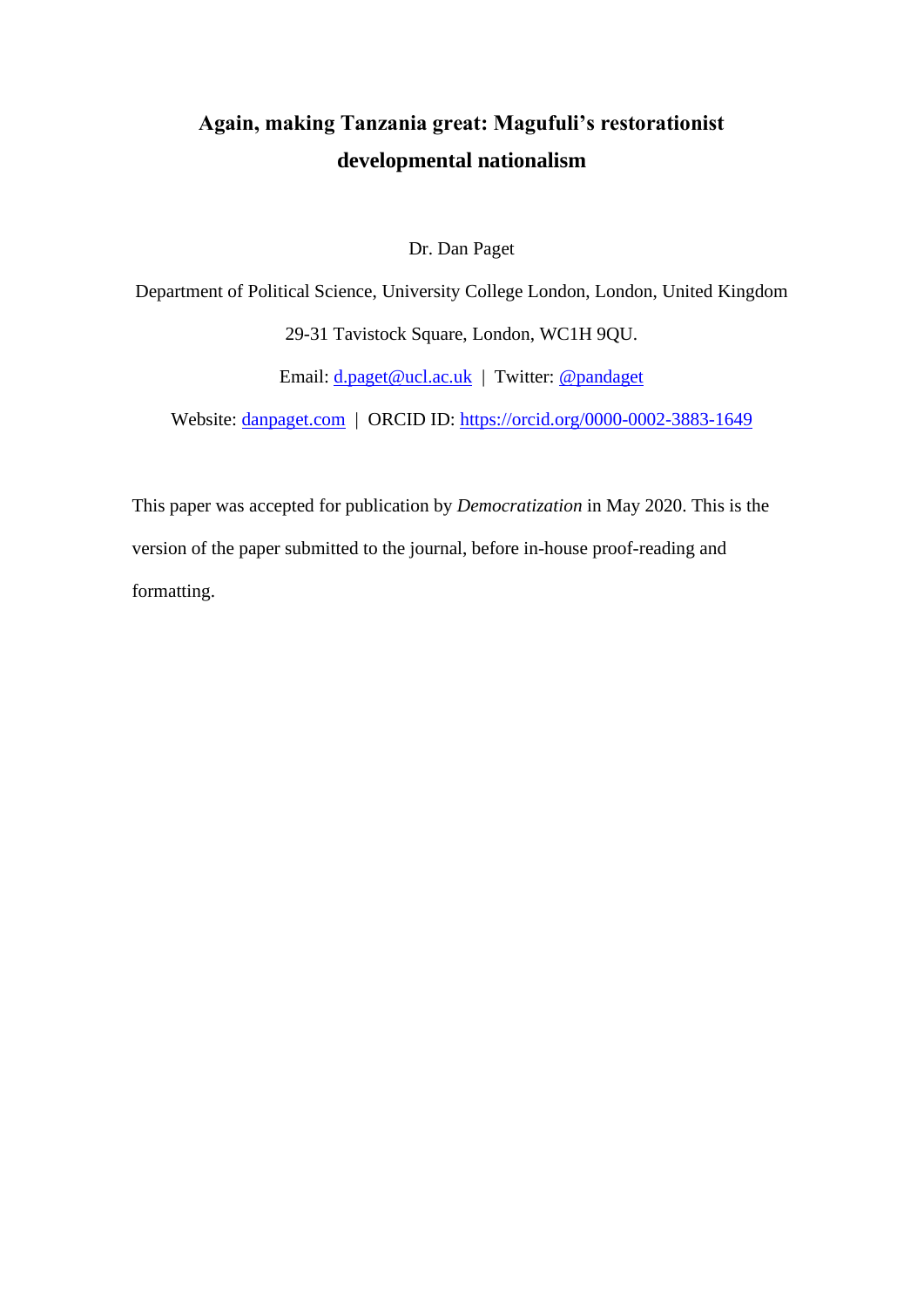# Again, making Tanzania great: Magufuli's restorationist developmental nationalism

Dr. Dan Paget

Department of Political Science, University College London, London, United Kingdom

29-31 Tavistock Square, London, WC1H 9QU.

Email: d.paget@ucl.ac.uk | Twitter: @pandaget

Website: danpaget.com | ORCID ID: https://orcid.org/0000-0002-3883-1649

This paper was accepted for publication by *Democratization* in May 2020. This is the version of the paper submitted to the journal, before in-house proof-reading and formatting.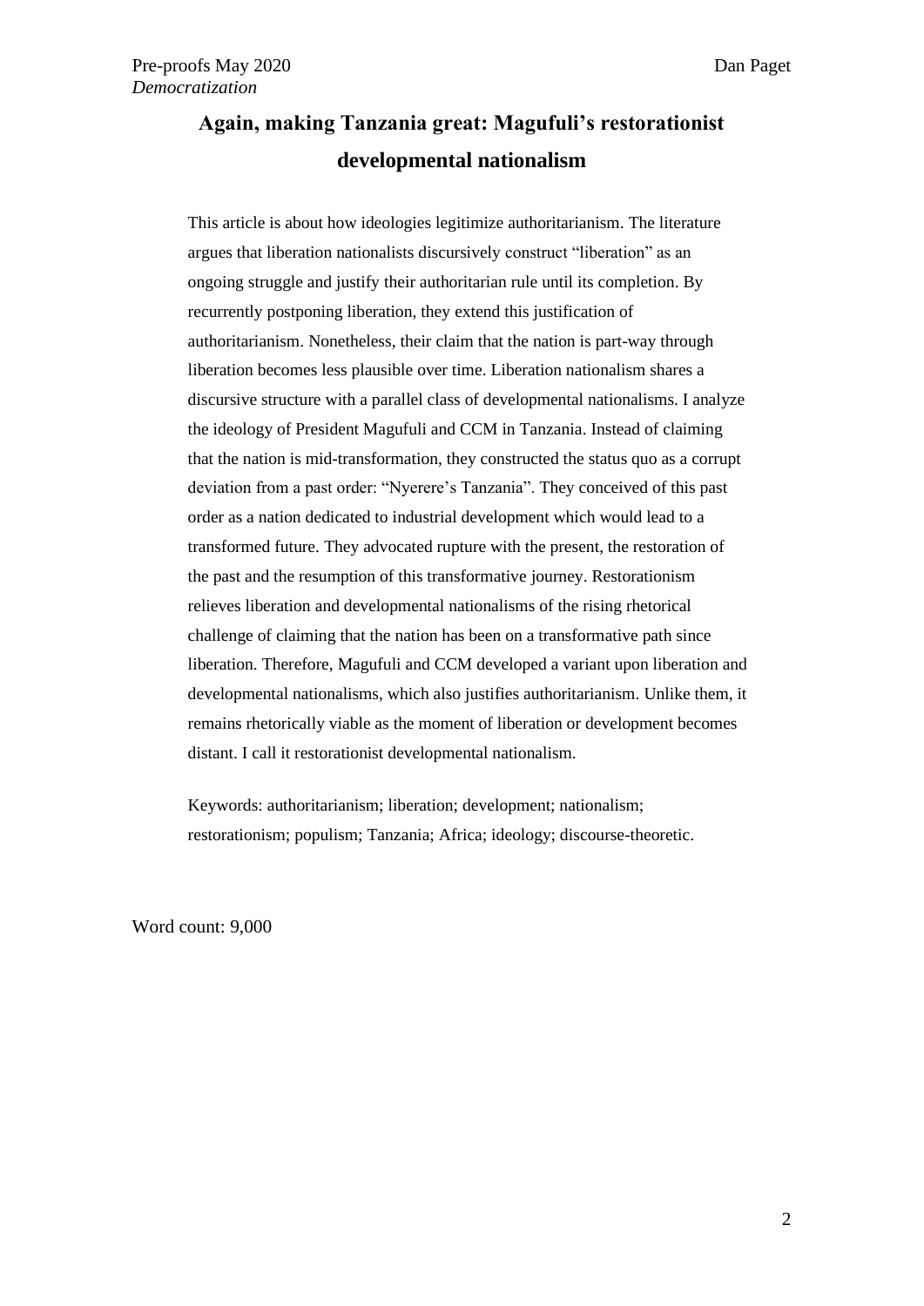# Again, making Tanzania great: Magufuli's restorationist developmental nationalism

This article is about how ideologies legitimize authoritarianism. The literature argues that liberation nationalists discursively construct "liberation" as an ongoing struggle and justify their authoritarian rule until its completion. By recurrently postponing liberation, they extend this justification of authoritarianism. Nonetheless, their claim that the nation is part-way through liberation becomes less plausible over time. Liberation nationalism shares a discursive structure with a parallel class of developmental nationalisms. I analyze the ideology of President Magufuli and CCM in Tanzania. Instead of claiming that the nation is mid-transformation, they constructed the status quo as a corrupt deviation from a past order: "Nyerere's Tanzania". They conceived of this past order as a nation dedicated to industrial development which would lead to a transformed future. They advocated rupture with the present, the restoration of the past and the resumption of this transformative journey. Restorationism relieves liberation and developmental nationalisms of the rising rhetorical challenge of claiming that the nation has been on a transformative path since liberation. Therefore, Magufuli and CCM developed a variant upon liberation and developmental nationalisms, which also justifies authoritarianism. Unlike them, it remains rhetorically viable as the moment of liberation or development becomes distant. I call it restorationist developmental nationalism.

Keywords: authoritarianism; liberation; development; nationalism; restorationism; populism; Tanzania; Africa; ideology; discourse-theoretic.

Word count: 9,000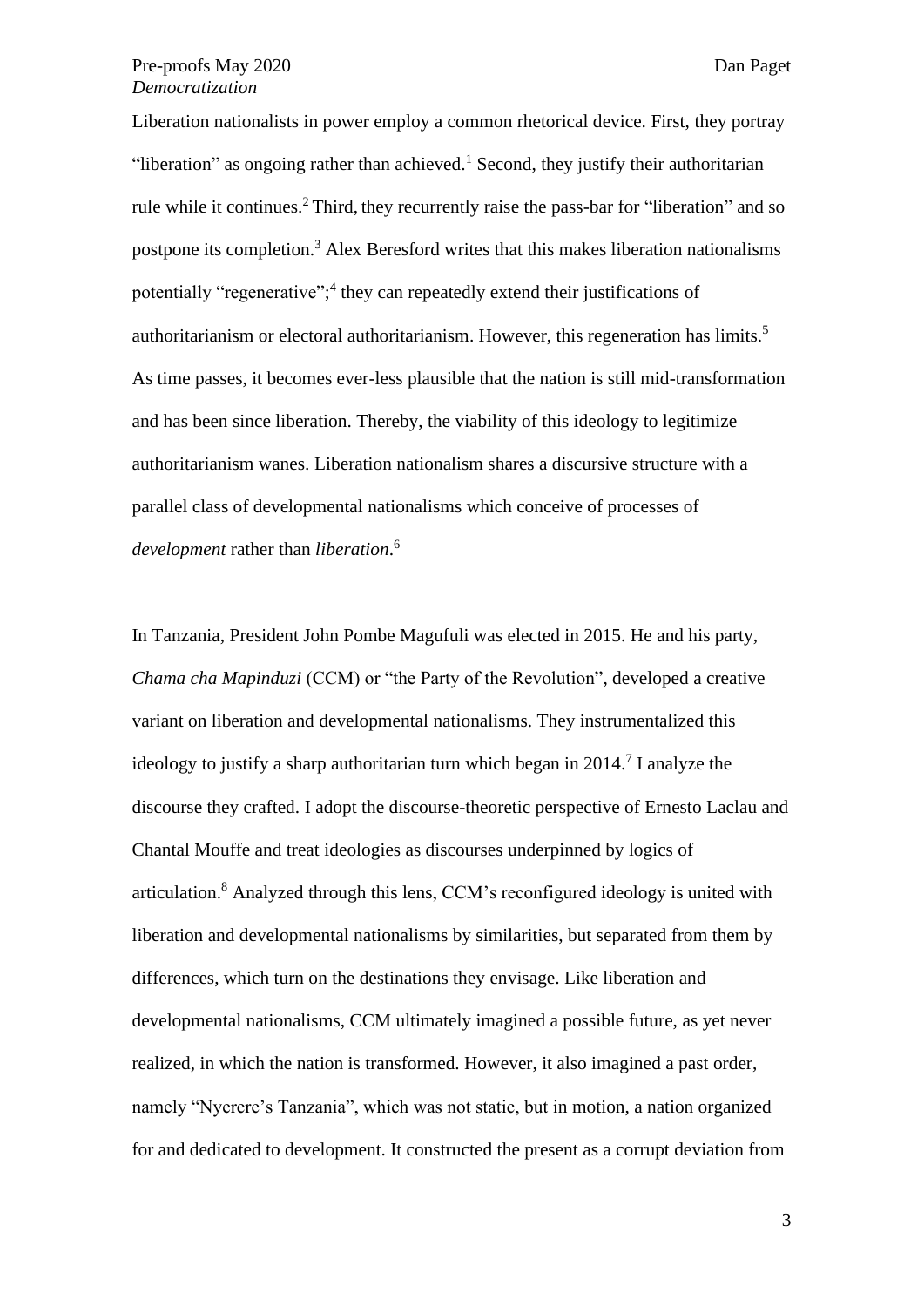Liberation nationalists in power employ a common rhetorical device. First, they portray "liberation" as ongoing rather than achieved.[1] Second, they justify their authoritarian rule while it continues.[2] Third, they recurrently raise the pass-bar for "liberation" and so postpone its completion.[3] Alex Beresford writes that this makes liberation nationalisms potentially "regenerative";[4] they can repeatedly extend their justifications of authoritarianism or electoral authoritarianism. However, this regeneration has limits.[5] As time passes, it becomes ever-less plausible that the nation is still mid-transformation and has been since liberation. Thereby, the viability of this ideology to legitimize authoritarianism wanes. Liberation nationalism shares a discursive structure with a parallel class of developmental nationalisms which conceive of processes of *development* rather than *liberation*.[6]

In Tanzania, President John Pombe Magufuli was elected in 2015. He and his party, *Chama cha Mapinduzi* (CCM) or "the Party of the Revolution", developed a creative variant on liberation and developmental nationalisms. They instrumentalized this ideology to justify a sharp authoritarian turn which began in 2014.[7] I analyze the discourse they crafted. I adopt the discourse-theoretic perspective of Ernesto Laclau and Chantal Mouffe and treat ideologies as discourses underpinned by logics of articulation.[8] Analyzed through this lens, CCM's reconfigured ideology is united with liberation and developmental nationalisms by similarities, but separated from them by differences, which turn on the destinations they envisage. Like liberation and developmental nationalisms, CCM ultimately imagined a possible future, as yet never realized, in which the nation is transformed. However, it also imagined a past order, namely "Nyerere's Tanzania", which was not static, but in motion, a nation organized for and dedicated to development. It constructed the present as a corrupt deviation from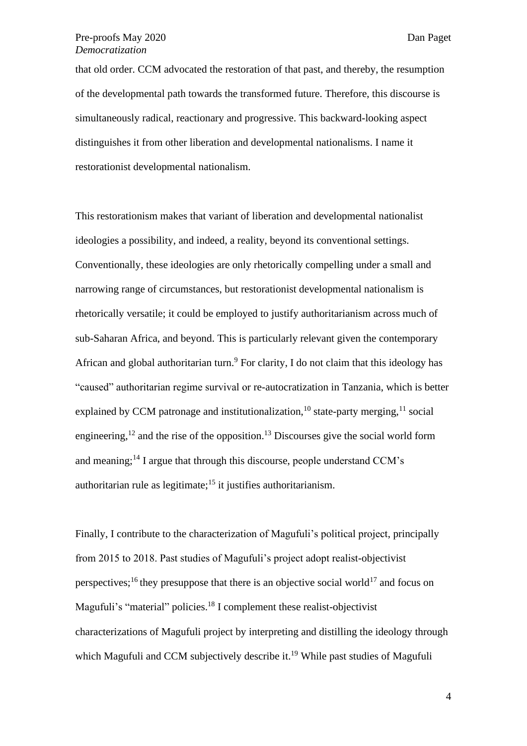that old order. CCM advocated the restoration of that past, and thereby, the resumption of the developmental path towards the transformed future. Therefore, this discourse is simultaneously radical, reactionary and progressive. This backward-looking aspect distinguishes it from other liberation and developmental nationalisms. I name it restorationist developmental nationalism.

This restorationism makes that variant of liberation and developmental nationalist ideologies a possibility, and indeed, a reality, beyond its conventional settings. Conventionally, these ideologies are only rhetorically compelling under a small and narrowing range of circumstances, but restorationist developmental nationalism is rhetorically versatile; it could be employed to justify authoritarianism across much of sub-Saharan Africa, and beyond. This is particularly relevant given the contemporary African and global authoritarian turn.[9] For clarity, I do not claim that this ideology has "caused" authoritarian regime survival or re-autocratization in Tanzania, which is better explained by CCM patronage and institutionalization,[10] state-party merging,[11] social engineering,[12] and the rise of the opposition.[13] Discourses give the social world form and meaning;[14] I argue that through this discourse, people understand CCM's authoritarian rule as legitimate;[15] it justifies authoritarianism.

Finally, I contribute to the characterization of Magufuli's political project, principally from 2015 to 2018. Past studies of Magufuli's project adopt realist-objectivist perspectives;[16] they presuppose that there is an objective social world[17] and focus on Magufuli's "material" policies.[18] I complement these realist-objectivist characterizations of Magufuli project by interpreting and distilling the ideology through which Magufuli and CCM subjectively describe it.[19] While past studies of Magufuli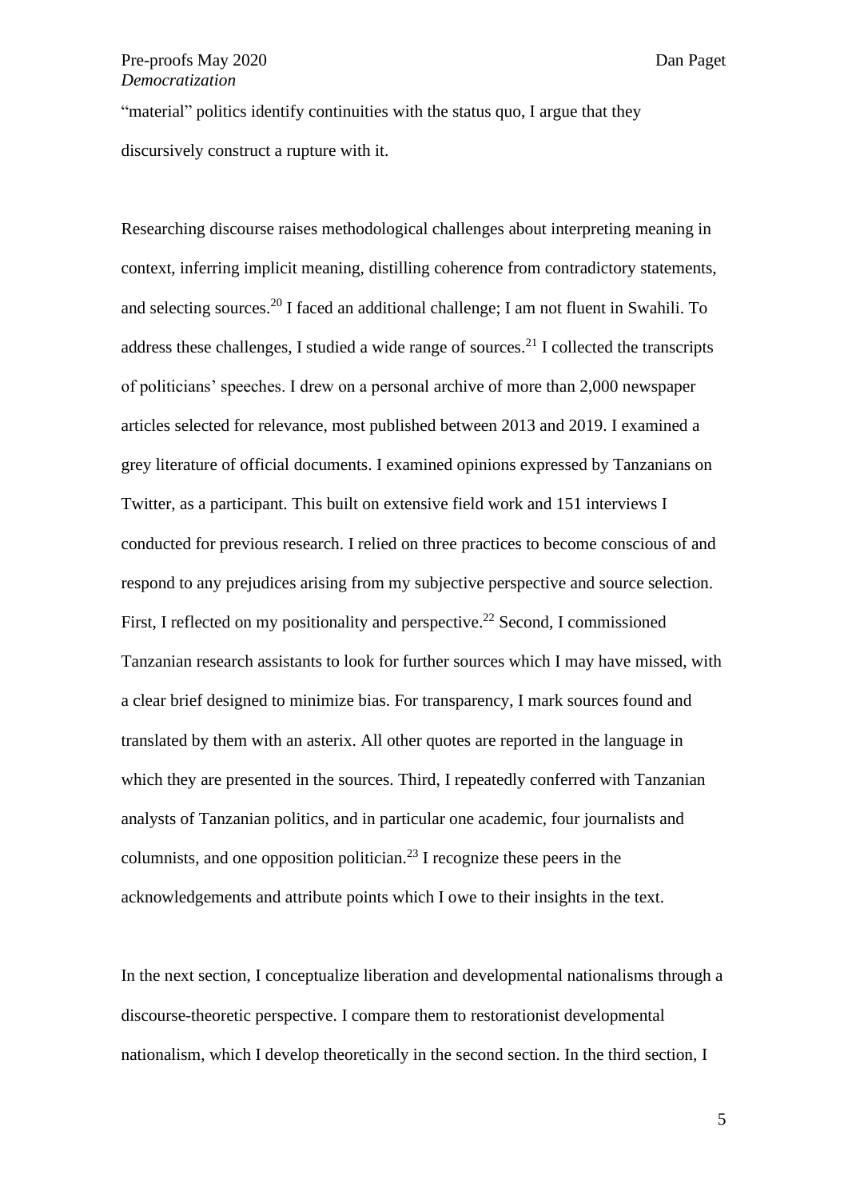"material" politics identify continuities with the status quo, I argue that they discursively construct a rupture with it.

Researching discourse raises methodological challenges about interpreting meaning in context, inferring implicit meaning, distilling coherence from contradictory statements, and selecting sources.[20] I faced an additional challenge; I am not fluent in Swahili. To address these challenges, I studied a wide range of sources.[21] I collected the transcripts of politicians' speeches. I drew on a personal archive of more than 2,000 newspaper articles selected for relevance, most published between 2013 and 2019. I examined a grey literature of official documents. I examined opinions expressed by Tanzanians on Twitter, as a participant. This built on extensive field work and 151 interviews I conducted for previous research. I relied on three practices to become conscious of and respond to any prejudices arising from my subjective perspective and source selection. First, I reflected on my positionality and perspective.[22] Second, I commissioned Tanzanian research assistants to look for further sources which I may have missed, with a clear brief designed to minimize bias. For transparency, I mark sources found and translated by them with an asterix. All other quotes are reported in the language in which they are presented in the sources. Third, I repeatedly conferred with Tanzanian analysts of Tanzanian politics, and in particular one academic, four journalists and columnists, and one opposition politician.[23] I recognize these peers in the acknowledgements and attribute points which I owe to their insights in the text.

In the next section, I conceptualize liberation and developmental nationalisms through a discourse-theoretic perspective. I compare them to restorationist developmental nationalism, which I develop theoretically in the second section. In the third section, I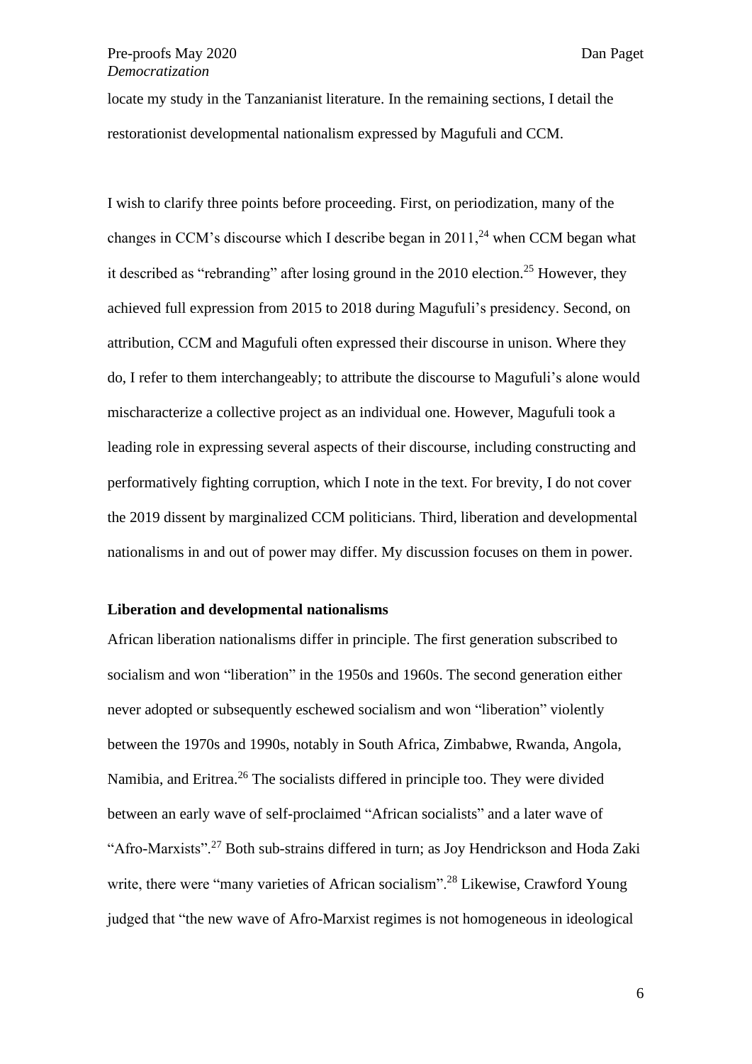locate my study in the Tanzanianist literature. In the remaining sections, I detail the restorationist developmental nationalism expressed by Magufuli and CCM.

I wish to clarify three points before proceeding. First, on periodization, many of the changes in CCM's discourse which I describe began in 2011,[24] when CCM began what it described as "rebranding" after losing ground in the 2010 election.[25] However, they achieved full expression from 2015 to 2018 during Magufuli's presidency. Second, on attribution, CCM and Magufuli often expressed their discourse in unison. Where they do, I refer to them interchangeably; to attribute the discourse to Magufuli's alone would mischaracterize a collective project as an individual one. However, Magufuli took a leading role in expressing several aspects of their discourse, including constructing and performatively fighting corruption, which I note in the text. For brevity, I do not cover the 2019 dissent by marginalized CCM politicians. Third, liberation and developmental nationalisms in and out of power may differ. My discussion focuses on them in power.

### Liberation and developmental nationalisms

African liberation nationalisms differ in principle. The first generation subscribed to socialism and won "liberation" in the 1950s and 1960s. The second generation either never adopted or subsequently eschewed socialism and won "liberation" violently between the 1970s and 1990s, notably in South Africa, Zimbabwe, Rwanda, Angola, Namibia, and Eritrea.[26] The socialists differed in principle too. They were divided between an early wave of self-proclaimed "African socialists" and a later wave of "Afro-Marxists".[27] Both sub-strains differed in turn; as Joy Hendrickson and Hoda Zaki write, there were "many varieties of African socialism".[28] Likewise, Crawford Young judged that "the new wave of Afro-Marxist regimes is not homogeneous in ideological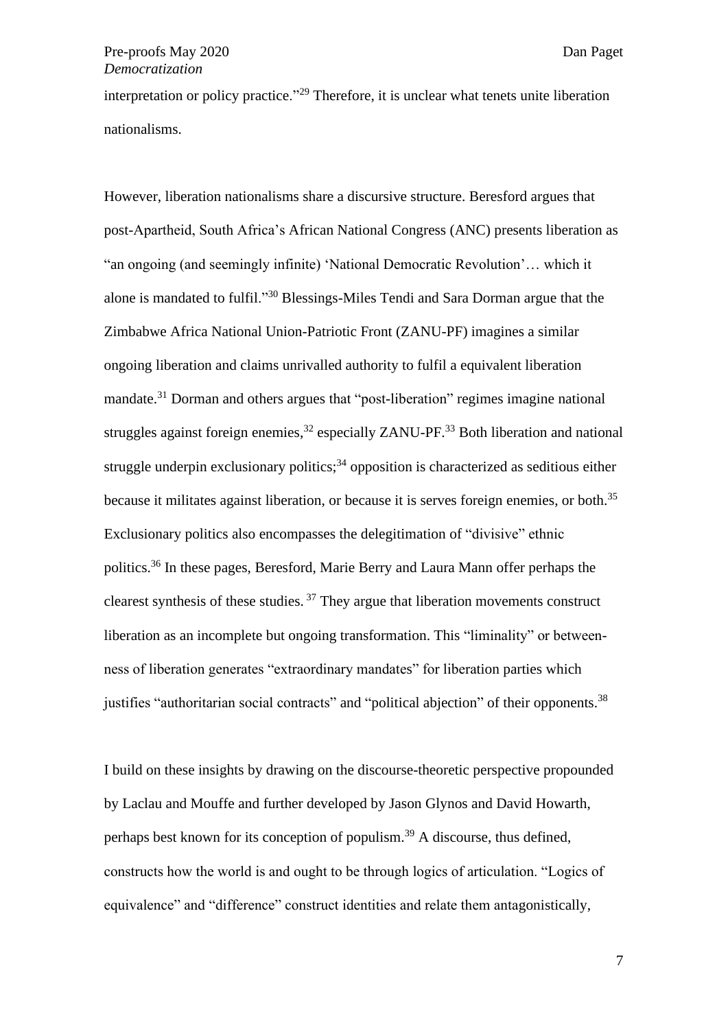interpretation or policy practice."[29] Therefore, it is unclear what tenets unite liberation nationalisms.

However, liberation nationalisms share a discursive structure. Beresford argues that post-Apartheid, South Africa's African National Congress (ANC) presents liberation as "an ongoing (and seemingly infinite) 'National Democratic Revolution'… which it alone is mandated to fulfil."[30] Blessings-Miles Tendi and Sara Dorman argue that the Zimbabwe Africa National Union-Patriotic Front (ZANU-PF) imagines a similar ongoing liberation and claims unrivalled authority to fulfil a equivalent liberation mandate.[31] Dorman and others argues that "post-liberation" regimes imagine national struggles against foreign enemies,[32] especially ZANU-PF.[33] Both liberation and national struggle underpin exclusionary politics;[34] opposition is characterized as seditious either because it militates against liberation, or because it is serves foreign enemies, or both.[35] Exclusionary politics also encompasses the delegitimation of "divisive" ethnic politics.[36] In these pages, Beresford, Marie Berry and Laura Mann offer perhaps the clearest synthesis of these studies. [37] They argue that liberation movements construct liberation as an incomplete but ongoing transformation. This "liminality" or between-ness of liberation generates "extraordinary mandates" for liberation parties which justifies "authoritarian social contracts" and "political abjection" of their opponents.[38]

I build on these insights by drawing on the discourse-theoretic perspective propounded by Laclau and Mouffe and further developed by Jason Glynos and David Howarth, perhaps best known for its conception of populism.[39] A discourse, thus defined, constructs how the world is and ought to be through logics of articulation. "Logics of equivalence" and "difference" construct identities and relate them antagonistically,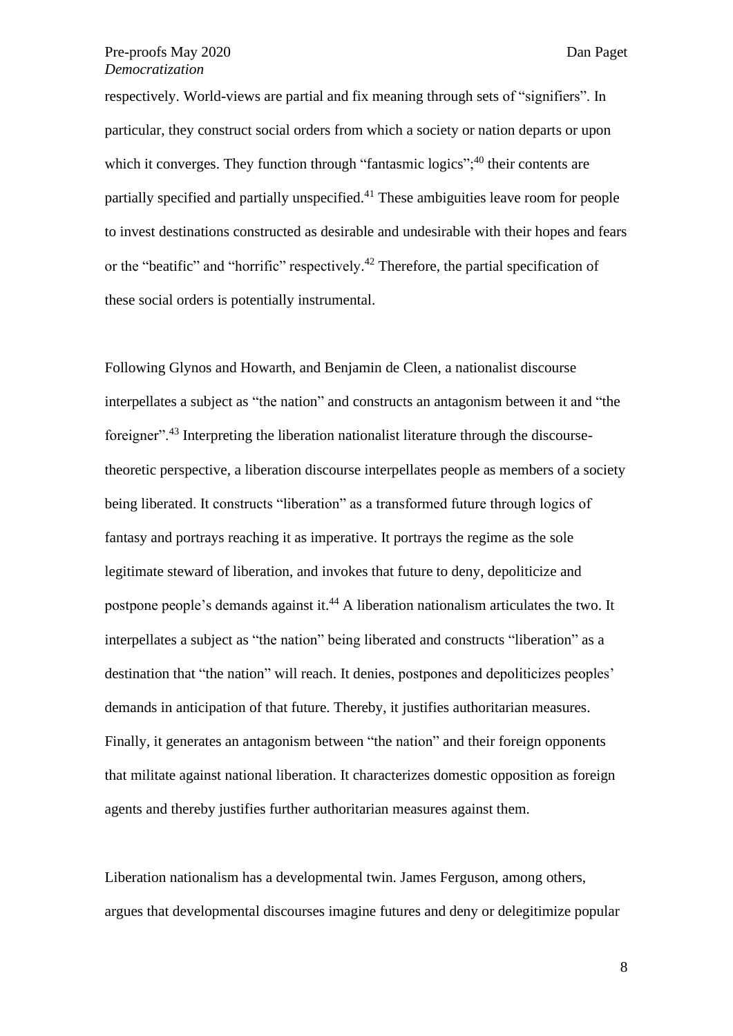respectively. World-views are partial and fix meaning through sets of "signifiers". In particular, they construct social orders from which a society or nation departs or upon which it converges. They function through "fantasmic logics";[40] their contents are partially specified and partially unspecified.[41] These ambiguities leave room for people to invest destinations constructed as desirable and undesirable with their hopes and fears or the "beatific" and "horrific" respectively.[42] Therefore, the partial specification of these social orders is potentially instrumental.

Following Glynos and Howarth, and Benjamin de Cleen, a nationalist discourse interpellates a subject as "the nation" and constructs an antagonism between it and "the foreigner".[43] Interpreting the liberation nationalist literature through the discourse-theoretic perspective, a liberation discourse interpellates people as members of a society being liberated. It constructs "liberation" as a transformed future through logics of fantasy and portrays reaching it as imperative. It portrays the regime as the sole legitimate steward of liberation, and invokes that future to deny, depoliticize and postpone people's demands against it.[44] A liberation nationalism articulates the two. It interpellates a subject as "the nation" being liberated and constructs "liberation" as a destination that "the nation" will reach. It denies, postpones and depoliticizes peoples' demands in anticipation of that future. Thereby, it justifies authoritarian measures. Finally, it generates an antagonism between "the nation" and their foreign opponents that militate against national liberation. It characterizes domestic opposition as foreign agents and thereby justifies further authoritarian measures against them.

Liberation nationalism has a developmental twin. James Ferguson, among others, argues that developmental discourses imagine futures and deny or delegitimize popular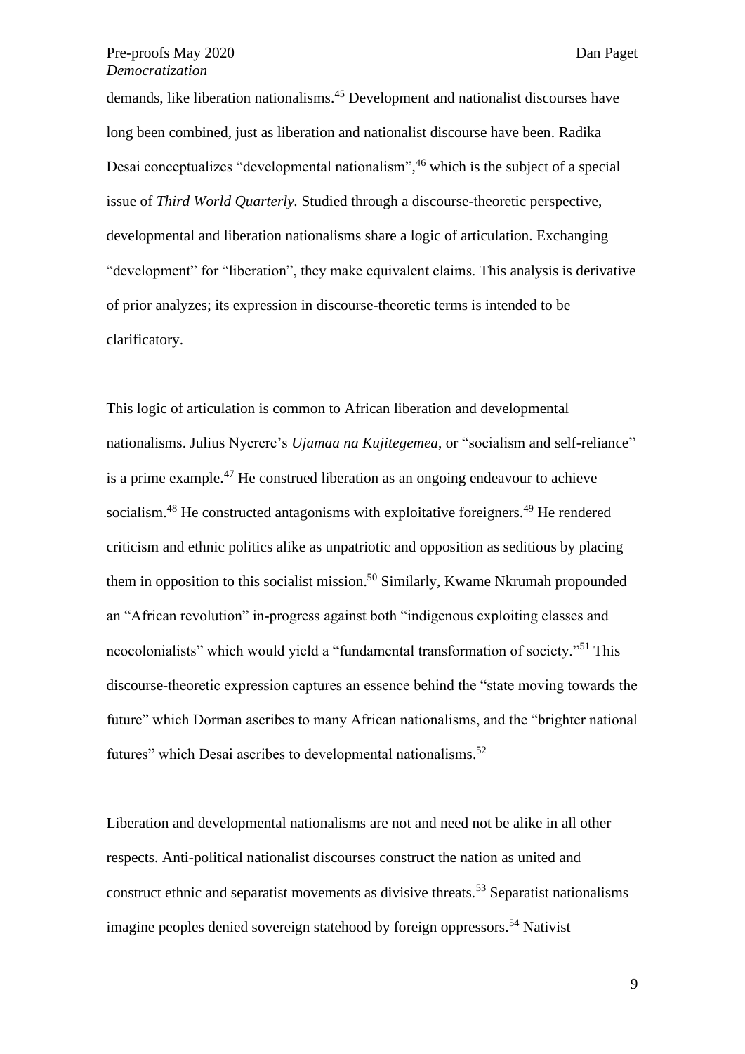demands, like liberation nationalisms.[45] Development and nationalist discourses have long been combined, just as liberation and nationalist discourse have been. Radika Desai conceptualizes "developmental nationalism",[46] which is the subject of a special issue of *Third World Quarterly.* Studied through a discourse-theoretic perspective, developmental and liberation nationalisms share a logic of articulation. Exchanging "development" for "liberation", they make equivalent claims. This analysis is derivative of prior analyzes; its expression in discourse-theoretic terms is intended to be clarificatory.

This logic of articulation is common to African liberation and developmental nationalisms. Julius Nyerere's *Ujamaa na Kujitegemea*, or "socialism and self-reliance" is a prime example.[47] He construed liberation as an ongoing endeavour to achieve socialism.[48] He constructed antagonisms with exploitative foreigners.[49] He rendered criticism and ethnic politics alike as unpatriotic and opposition as seditious by placing them in opposition to this socialist mission.[50] Similarly, Kwame Nkrumah propounded an "African revolution" in-progress against both "indigenous exploiting classes and neocolonialists" which would yield a "fundamental transformation of society."[51] This discourse-theoretic expression captures an essence behind the "state moving towards the future" which Dorman ascribes to many African nationalisms, and the "brighter national futures" which Desai ascribes to developmental nationalisms.[52]

Liberation and developmental nationalisms are not and need not be alike in all other respects. Anti-political nationalist discourses construct the nation as united and construct ethnic and separatist movements as divisive threats.[53] Separatist nationalisms imagine peoples denied sovereign statehood by foreign oppressors.[54] Nativist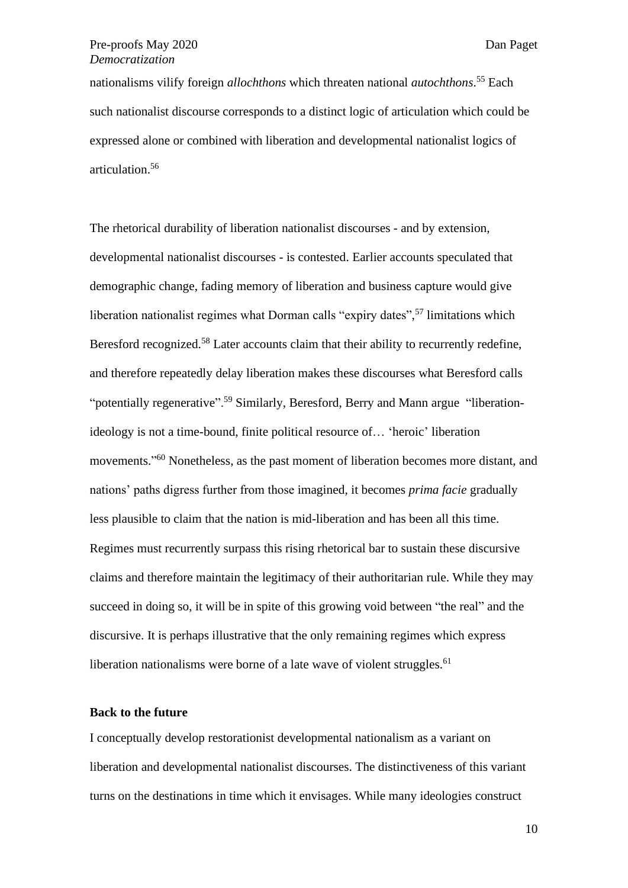nationalisms vilify foreign *allochthons* which threaten national *autochthons*.[55] Each such nationalist discourse corresponds to a distinct logic of articulation which could be expressed alone or combined with liberation and developmental nationalist logics of articulation.[56]

The rhetorical durability of liberation nationalist discourses - and by extension, developmental nationalist discourses - is contested. Earlier accounts speculated that demographic change, fading memory of liberation and business capture would give liberation nationalist regimes what Dorman calls "expiry dates",[57] limitations which Beresford recognized.[58] Later accounts claim that their ability to recurrently redefine, and therefore repeatedly delay liberation makes these discourses what Beresford calls "potentially regenerative".[59] Similarly, Beresford, Berry and Mann argue "liberation-ideology is not a time-bound, finite political resource of… 'heroic' liberation movements."[60] Nonetheless, as the past moment of liberation becomes more distant, and nations' paths digress further from those imagined, it becomes *prima facie* gradually less plausible to claim that the nation is mid-liberation and has been all this time. Regimes must recurrently surpass this rising rhetorical bar to sustain these discursive claims and therefore maintain the legitimacy of their authoritarian rule. While they may succeed in doing so, it will be in spite of this growing void between "the real" and the discursive. It is perhaps illustrative that the only remaining regimes which express liberation nationalisms were borne of a late wave of violent struggles.[61]

**Back to the future**

I conceptually develop restorationist developmental nationalism as a variant on liberation and developmental nationalist discourses. The distinctiveness of this variant turns on the destinations in time which it envisages. While many ideologies construct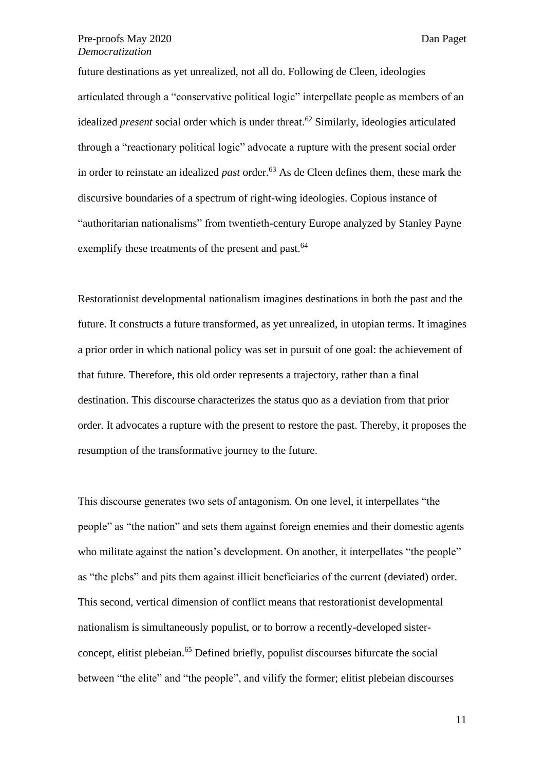future destinations as yet unrealized, not all do. Following de Cleen, ideologies articulated through a "conservative political logic" interpellate people as members of an idealized *present* social order which is under threat.[62] Similarly, ideologies articulated through a "reactionary political logic" advocate a rupture with the present social order in order to reinstate an idealized *past* order.[63] As de Cleen defines them, these mark the discursive boundaries of a spectrum of right-wing ideologies. Copious instance of "authoritarian nationalisms" from twentieth-century Europe analyzed by Stanley Payne exemplify these treatments of the present and past.[64]

Restorationist developmental nationalism imagines destinations in both the past and the future. It constructs a future transformed, as yet unrealized, in utopian terms. It imagines a prior order in which national policy was set in pursuit of one goal: the achievement of that future. Therefore, this old order represents a trajectory, rather than a final destination. This discourse characterizes the status quo as a deviation from that prior order. It advocates a rupture with the present to restore the past. Thereby, it proposes the resumption of the transformative journey to the future.

This discourse generates two sets of antagonism. On one level, it interpellates "the people" as "the nation" and sets them against foreign enemies and their domestic agents who militate against the nation's development. On another, it interpellates "the people" as "the plebs" and pits them against illicit beneficiaries of the current (deviated) order. This second, vertical dimension of conflict means that restorationist developmental nationalism is simultaneously populist, or to borrow a recently-developed sister-concept, elitist plebeian.[65] Defined briefly, populist discourses bifurcate the social between "the elite" and "the people", and vilify the former; elitist plebeian discourses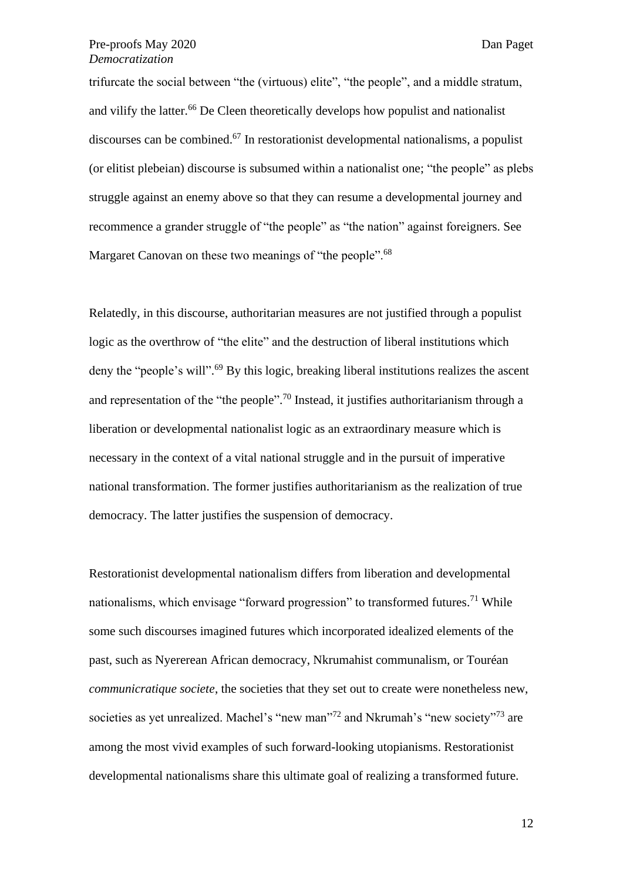trifurcate the social between "the (virtuous) elite", "the people", and a middle stratum, and vilify the latter.[66] De Cleen theoretically develops how populist and nationalist discourses can be combined.[67] In restorationist developmental nationalisms, a populist (or elitist plebeian) discourse is subsumed within a nationalist one; "the people" as plebs struggle against an enemy above so that they can resume a developmental journey and recommence a grander struggle of "the people" as "the nation" against foreigners. See Margaret Canovan on these two meanings of "the people".[68]

Relatedly, in this discourse, authoritarian measures are not justified through a populist logic as the overthrow of "the elite" and the destruction of liberal institutions which deny the "people's will".[69] By this logic, breaking liberal institutions realizes the ascent and representation of the "the people".[70] Instead, it justifies authoritarianism through a liberation or developmental nationalist logic as an extraordinary measure which is necessary in the context of a vital national struggle and in the pursuit of imperative national transformation. The former justifies authoritarianism as the realization of true democracy. The latter justifies the suspension of democracy.

Restorationist developmental nationalism differs from liberation and developmental nationalisms, which envisage "forward progression" to transformed futures.[71] While some such discourses imagined futures which incorporated idealized elements of the past, such as Nyererean African democracy, Nkrumahist communalism, or Touréan *communicratique societe*, the societies that they set out to create were nonetheless new, societies as yet unrealized. Machel's "new man"[72] and Nkrumah's "new society"[73] are among the most vivid examples of such forward-looking utopianisms. Restorationist developmental nationalisms share this ultimate goal of realizing a transformed future.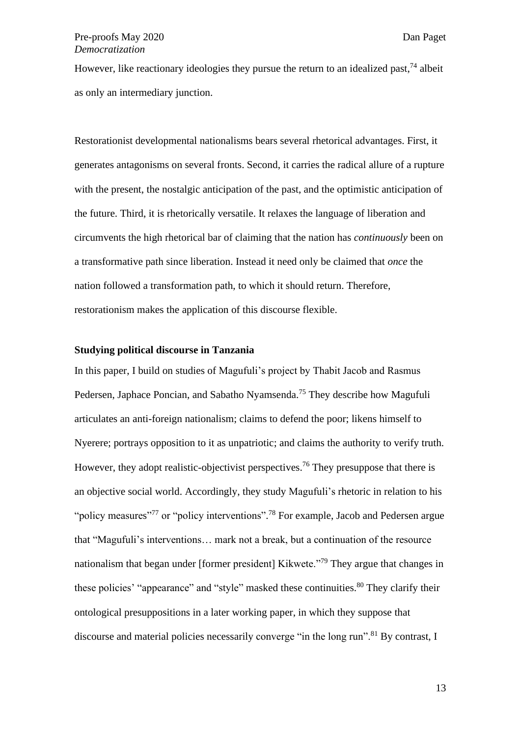However, like reactionary ideologies they pursue the return to an idealized past,[74] albeit as only an intermediary junction.

Restorationist developmental nationalisms bears several rhetorical advantages. First, it generates antagonisms on several fronts. Second, it carries the radical allure of a rupture with the present, the nostalgic anticipation of the past, and the optimistic anticipation of the future. Third, it is rhetorically versatile. It relaxes the language of liberation and circumvents the high rhetorical bar of claiming that the nation has *continuously* been on a transformative path since liberation. Instead it need only be claimed that *once* the nation followed a transformation path, to which it should return. Therefore, restorationism makes the application of this discourse flexible.

## Studying political discourse in Tanzania

In this paper, I build on studies of Magufuli's project by Thabit Jacob and Rasmus Pedersen, Japhace Poncian, and Sabatho Nyamsenda.[75] They describe how Magufuli articulates an anti-foreign nationalism; claims to defend the poor; likens himself to Nyerere; portrays opposition to it as unpatriotic; and claims the authority to verify truth. However, they adopt realistic-objectivist perspectives.[76] They presuppose that there is an objective social world. Accordingly, they study Magufuli's rhetoric in relation to his "policy measures"[77] or "policy interventions".[78] For example, Jacob and Pedersen argue that "Magufuli's interventions… mark not a break, but a continuation of the resource nationalism that began under [former president] Kikwete."[79] They argue that changes in these policies' "appearance" and "style" masked these continuities.[80] They clarify their ontological presuppositions in a later working paper, in which they suppose that discourse and material policies necessarily converge "in the long run".[81] By contrast, I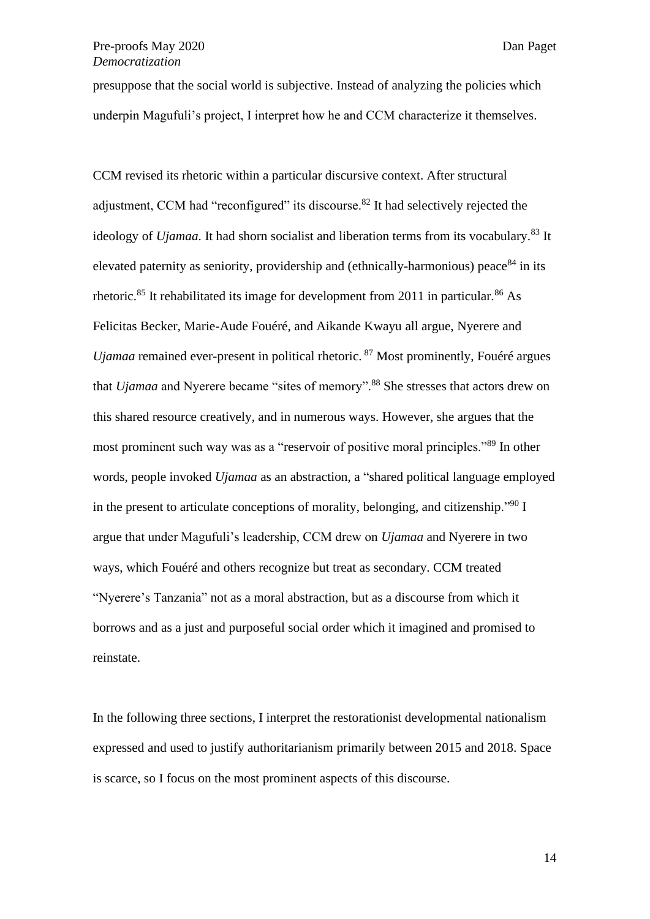presuppose that the social world is subjective. Instead of analyzing the policies which underpin Magufuli's project, I interpret how he and CCM characterize it themselves.

CCM revised its rhetoric within a particular discursive context. After structural adjustment, CCM had "reconfigured" its discourse.[82] It had selectively rejected the ideology of *Ujamaa*. It had shorn socialist and liberation terms from its vocabulary.[83] It elevated paternity as seniority, providership and (ethnically-harmonious) peace[84] in its rhetoric.[85] It rehabilitated its image for development from 2011 in particular.[86] As Felicitas Becker, Marie-Aude Fouéré, and Aikande Kwayu all argue, Nyerere and *Ujamaa* remained ever-present in political rhetoric.[87] Most prominently, Fouéré argues that *Ujamaa* and Nyerere became "sites of memory".[88] She stresses that actors drew on this shared resource creatively, and in numerous ways. However, she argues that the most prominent such way was as a "reservoir of positive moral principles."[89] In other words, people invoked *Ujamaa* as an abstraction, a "shared political language employed in the present to articulate conceptions of morality, belonging, and citizenship."[90] I argue that under Magufuli's leadership, CCM drew on *Ujamaa* and Nyerere in two ways, which Fouéré and others recognize but treat as secondary. CCM treated "Nyerere's Tanzania" not as a moral abstraction, but as a discourse from which it borrows and as a just and purposeful social order which it imagined and promised to reinstate.

In the following three sections, I interpret the restorationist developmental nationalism expressed and used to justify authoritarianism primarily between 2015 and 2018. Space is scarce, so I focus on the most prominent aspects of this discourse.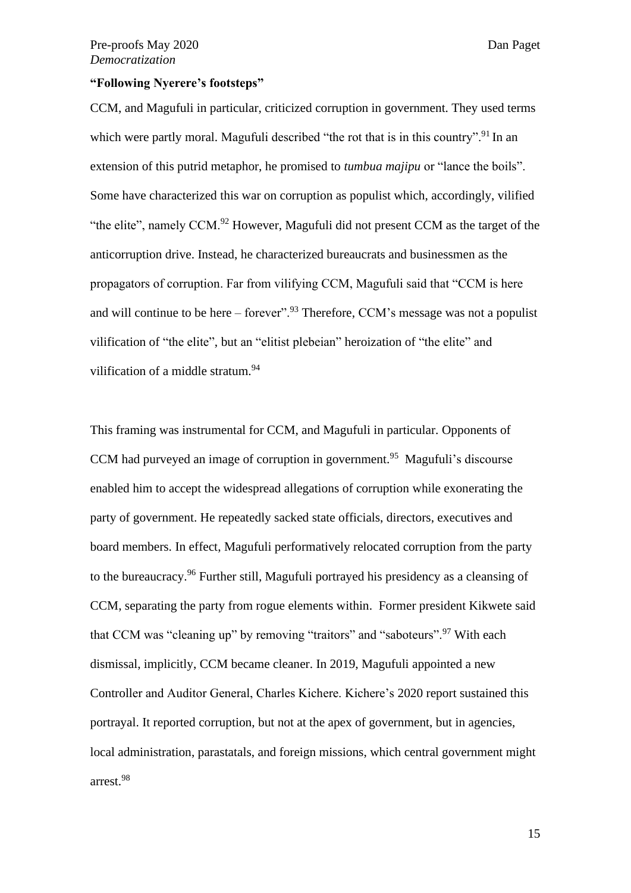**"Following Nyerere's footsteps"**

CCM, and Magufuli in particular, criticized corruption in government. They used terms which were partly moral. Magufuli described "the rot that is in this country".[91] In an extension of this putrid metaphor, he promised to *tumbua majipu* or "lance the boils". Some have characterized this war on corruption as populist which, accordingly, vilified "the elite", namely CCM.[92] However, Magufuli did not present CCM as the target of the anticorruption drive. Instead, he characterized bureaucrats and businessmen as the propagators of corruption. Far from vilifying CCM, Magufuli said that "CCM is here and will continue to be here – forever".[93] Therefore, CCM's message was not a populist vilification of "the elite", but an "elitist plebeian" heroization of "the elite" and vilification of a middle stratum.[94]

This framing was instrumental for CCM, and Magufuli in particular. Opponents of CCM had purveyed an image of corruption in government.[95] Magufuli's discourse enabled him to accept the widespread allegations of corruption while exonerating the party of government. He repeatedly sacked state officials, directors, executives and board members. In effect, Magufuli performatively relocated corruption from the party to the bureaucracy.[96] Further still, Magufuli portrayed his presidency as a cleansing of CCM, separating the party from rogue elements within. Former president Kikwete said that CCM was "cleaning up" by removing "traitors" and "saboteurs".[97] With each dismissal, implicitly, CCM became cleaner. In 2019, Magufuli appointed a new Controller and Auditor General, Charles Kichere. Kichere's 2020 report sustained this portrayal. It reported corruption, but not at the apex of government, but in agencies, local administration, parastatals, and foreign missions, which central government might arrest.[98]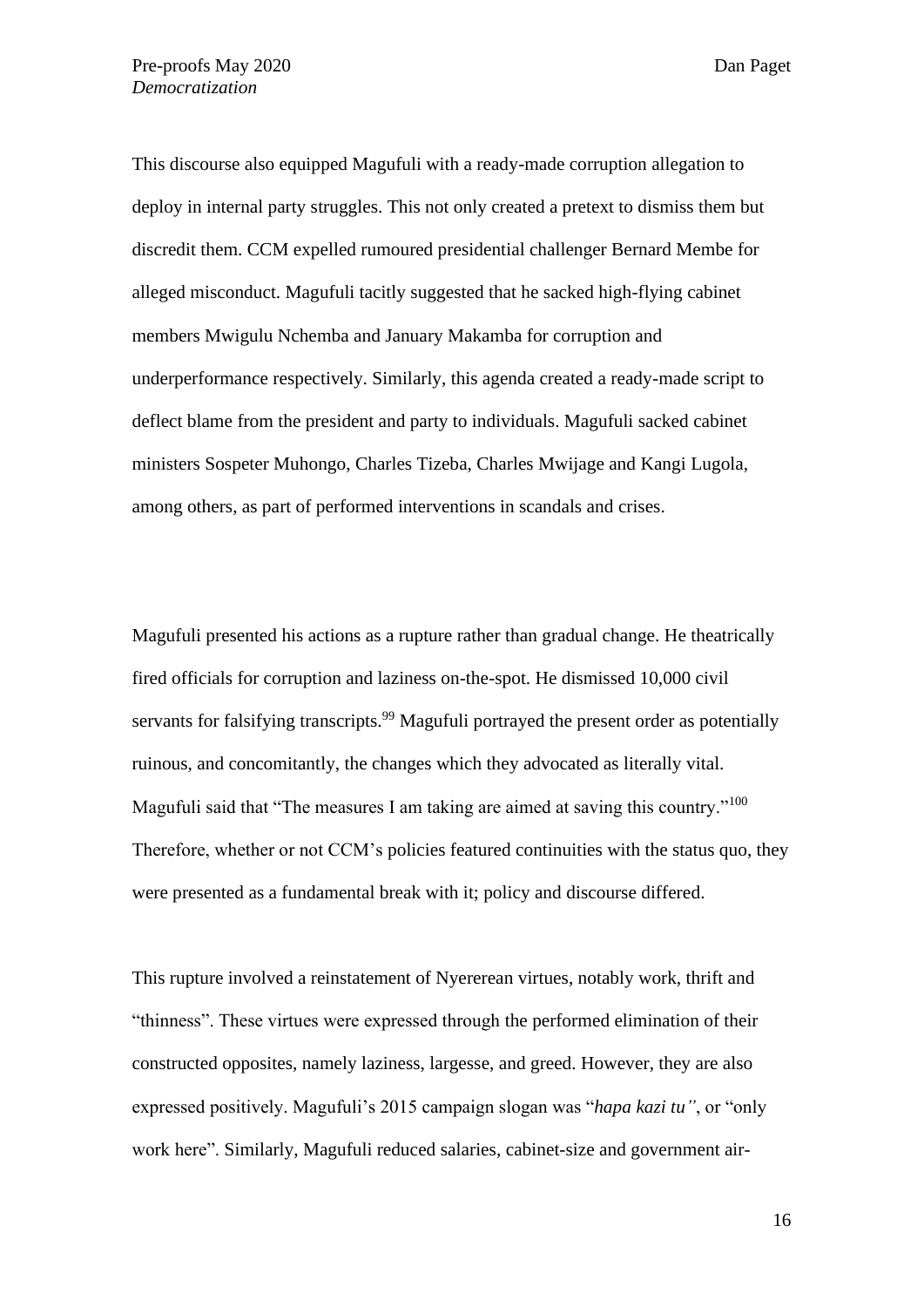This discourse also equipped Magufuli with a ready-made corruption allegation to deploy in internal party struggles. This not only created a pretext to dismiss them but discredit them. CCM expelled rumoured presidential challenger Bernard Membe for alleged misconduct. Magufuli tacitly suggested that he sacked high-flying cabinet members Mwigulu Nchemba and January Makamba for corruption and underperformance respectively. Similarly, this agenda created a ready-made script to deflect blame from the president and party to individuals. Magufuli sacked cabinet ministers Sospeter Muhongo, Charles Tizeba, Charles Mwijage and Kangi Lugola, among others, as part of performed interventions in scandals and crises.

Magufuli presented his actions as a rupture rather than gradual change. He theatrically fired officials for corruption and laziness on-the-spot. He dismissed 10,000 civil servants for falsifying transcripts.[99] Magufuli portrayed the present order as potentially ruinous, and concomitantly, the changes which they advocated as literally vital. Magufuli said that "The measures I am taking are aimed at saving this country."[100] Therefore, whether or not CCM's policies featured continuities with the status quo, they were presented as a fundamental break with it; policy and discourse differed.

This rupture involved a reinstatement of Nyererean virtues, notably work, thrift and "thinness". These virtues were expressed through the performed elimination of their constructed opposites, namely laziness, largesse, and greed. However, they are also expressed positively. Magufuli's 2015 campaign slogan was "*hapa kazi tu"*, or "only work here". Similarly, Magufuli reduced salaries, cabinet-size and government air-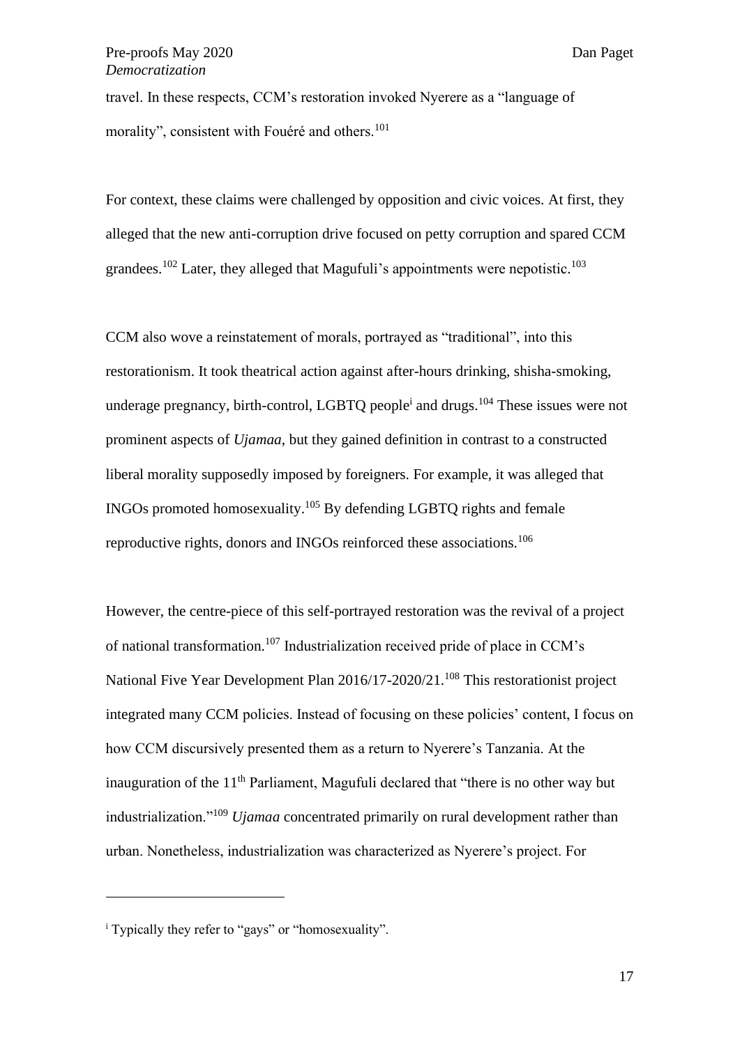travel. In these respects, CCM's restoration invoked Nyerere as a "language of morality", consistent with Fouéré and others.[101]

For context, these claims were challenged by opposition and civic voices. At first, they alleged that the new anti-corruption drive focused on petty corruption and spared CCM grandees.[102] Later, they alleged that Magufuli's appointments were nepotistic.[103]

CCM also wove a reinstatement of morals, portrayed as "traditional", into this restorationism. It took theatrical action against after-hours drinking, shisha-smoking, underage pregnancy, birth-control, LGBTQ people[i] and drugs.[104] These issues were not prominent aspects of *Ujamaa*, but they gained definition in contrast to a constructed liberal morality supposedly imposed by foreigners. For example, it was alleged that INGOs promoted homosexuality.[105] By defending LGBTQ rights and female reproductive rights, donors and INGOs reinforced these associations.[106]

However, the centre-piece of this self-portrayed restoration was the revival of a project of national transformation.[107] Industrialization received pride of place in CCM's National Five Year Development Plan 2016/17-2020/21.[108] This restorationist project integrated many CCM policies. Instead of focusing on these policies' content, I focus on how CCM discursively presented them as a return to Nyerere's Tanzania. At the inauguration of the 11th Parliament, Magufuli declared that "there is no other way but industrialization."[109] *Ujamaa* concentrated primarily on rural development rather than urban. Nonetheless, industrialization was characterized as Nyerere's project. For

---

[i] Typically they refer to "gays" or "homosexuality".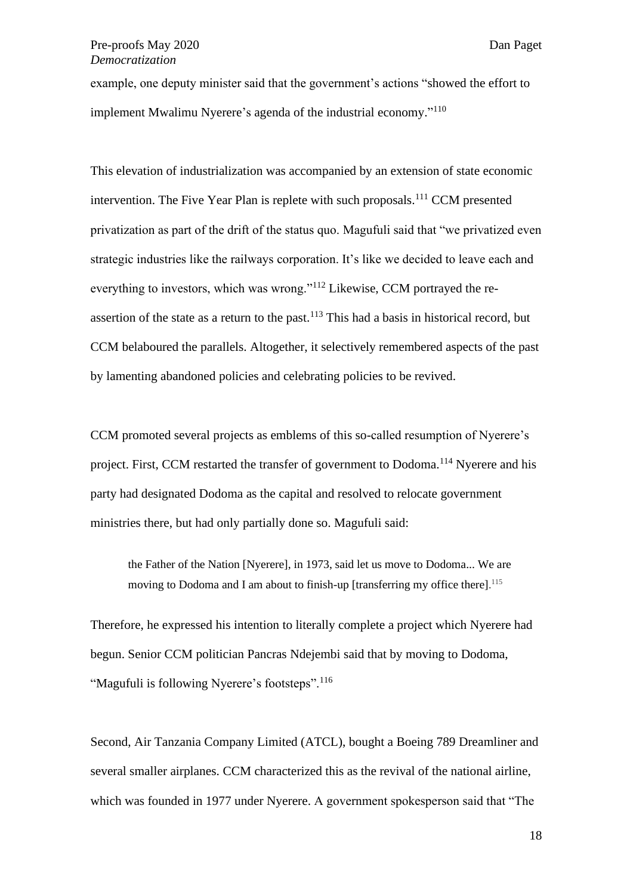example, one deputy minister said that the government's actions "showed the effort to implement Mwalimu Nyerere's agenda of the industrial economy."[110]

This elevation of industrialization was accompanied by an extension of state economic intervention. The Five Year Plan is replete with such proposals.[111] CCM presented privatization as part of the drift of the status quo. Magufuli said that "we privatized even strategic industries like the railways corporation. It's like we decided to leave each and everything to investors, which was wrong."[112] Likewise, CCM portrayed the re-assertion of the state as a return to the past.[113] This had a basis in historical record, but CCM belaboured the parallels. Altogether, it selectively remembered aspects of the past by lamenting abandoned policies and celebrating policies to be revived.

CCM promoted several projects as emblems of this so-called resumption of Nyerere's project. First, CCM restarted the transfer of government to Dodoma.[114] Nyerere and his party had designated Dodoma as the capital and resolved to relocate government ministries there, but had only partially done so. Magufuli said:

> the Father of the Nation [Nyerere], in 1973, said let us move to Dodoma... We are moving to Dodoma and I am about to finish-up [transferring my office there].[115]

Therefore, he expressed his intention to literally complete a project which Nyerere had begun. Senior CCM politician Pancras Ndejembi said that by moving to Dodoma, "Magufuli is following Nyerere's footsteps".[116]

Second, Air Tanzania Company Limited (ATCL), bought a Boeing 789 Dreamliner and several smaller airplanes. CCM characterized this as the revival of the national airline, which was founded in 1977 under Nyerere. A government spokesperson said that "The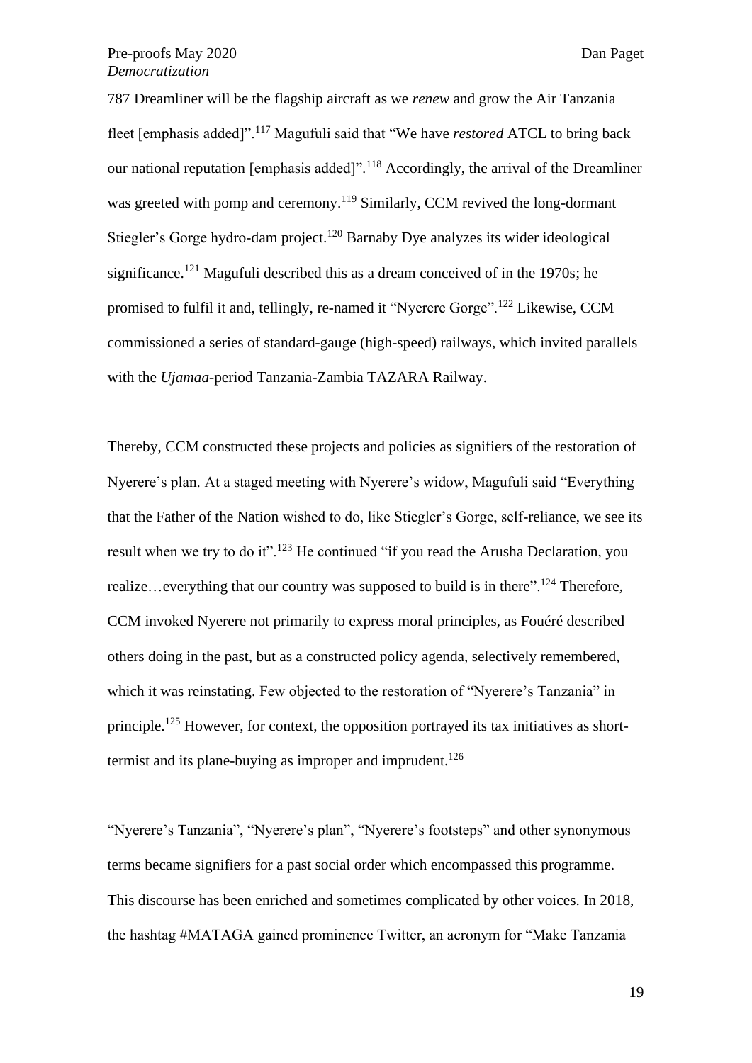787 Dreamliner will be the flagship aircraft as we *renew* and grow the Air Tanzania fleet [emphasis added]".[117] Magufuli said that "We have *restored* ATCL to bring back our national reputation [emphasis added]".[118] Accordingly, the arrival of the Dreamliner was greeted with pomp and ceremony.[119] Similarly, CCM revived the long-dormant Stiegler's Gorge hydro-dam project.[120] Barnaby Dye analyzes its wider ideological significance.[121] Magufuli described this as a dream conceived of in the 1970s; he promised to fulfil it and, tellingly, re-named it "Nyerere Gorge".[122] Likewise, CCM commissioned a series of standard-gauge (high-speed) railways, which invited parallels with the *Ujamaa*-period Tanzania-Zambia TAZARA Railway.

Thereby, CCM constructed these projects and policies as signifiers of the restoration of Nyerere's plan. At a staged meeting with Nyerere's widow, Magufuli said "Everything that the Father of the Nation wished to do, like Stiegler's Gorge, self-reliance, we see its result when we try to do it".[123] He continued "if you read the Arusha Declaration, you realize…everything that our country was supposed to build is in there".[124] Therefore, CCM invoked Nyerere not primarily to express moral principles, as Fouéré described others doing in the past, but as a constructed policy agenda, selectively remembered, which it was reinstating. Few objected to the restoration of "Nyerere's Tanzania" in principle.[125] However, for context, the opposition portrayed its tax initiatives as short-termist and its plane-buying as improper and imprudent.[126]

"Nyerere's Tanzania", "Nyerere's plan", "Nyerere's footsteps" and other synonymous terms became signifiers for a past social order which encompassed this programme. This discourse has been enriched and sometimes complicated by other voices. In 2018, the hashtag #MATAGA gained prominence Twitter, an acronym for "Make Tanzania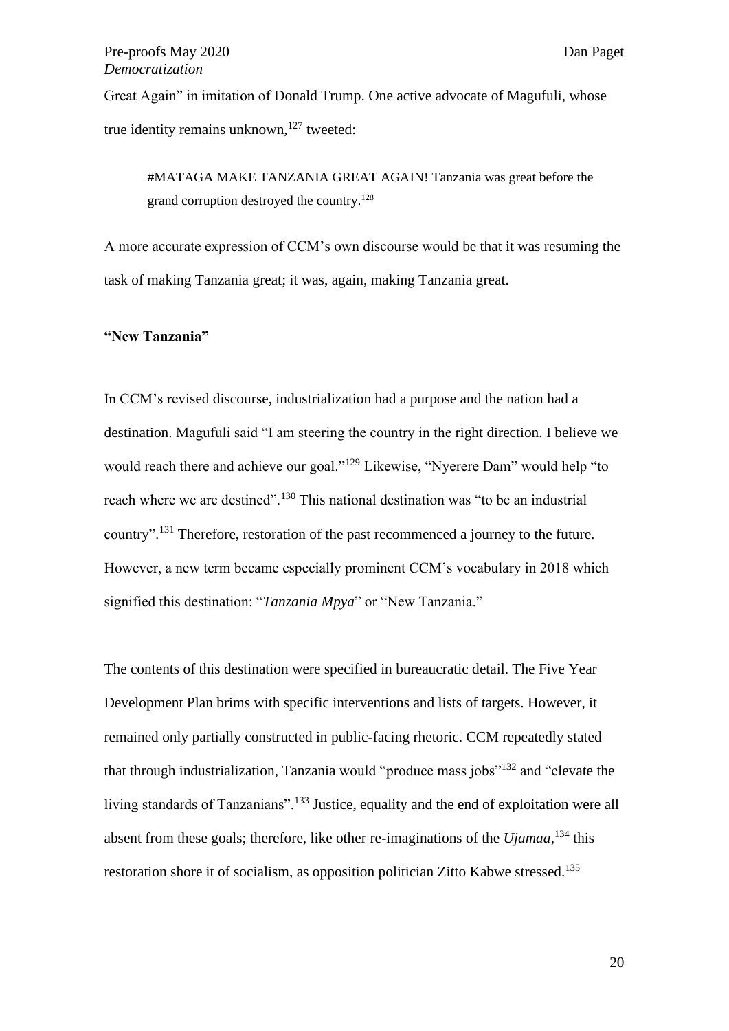Great Again" in imitation of Donald Trump. One active advocate of Magufuli, whose true identity remains unknown,[127] tweeted:

> #MATAGA MAKE TANZANIA GREAT AGAIN! Tanzania was great before the grand corruption destroyed the country.[128]

A more accurate expression of CCM's own discourse would be that it was resuming the task of making Tanzania great; it was, again, making Tanzania great.

**"New Tanzania"**

In CCM's revised discourse, industrialization had a purpose and the nation had a destination. Magufuli said "I am steering the country in the right direction. I believe we would reach there and achieve our goal."[129] Likewise, "Nyerere Dam" would help "to reach where we are destined".[130] This national destination was "to be an industrial country".[131] Therefore, restoration of the past recommenced a journey to the future. However, a new term became especially prominent CCM's vocabulary in 2018 which signified this destination: "*Tanzania Mpya*" or "New Tanzania."

The contents of this destination were specified in bureaucratic detail. The Five Year Development Plan brims with specific interventions and lists of targets. However, it remained only partially constructed in public-facing rhetoric. CCM repeatedly stated that through industrialization, Tanzania would "produce mass jobs"[132] and "elevate the living standards of Tanzanians".[133] Justice, equality and the end of exploitation were all absent from these goals; therefore, like other re-imaginations of the *Ujamaa*,[134] this restoration shore it of socialism, as opposition politician Zitto Kabwe stressed.[135]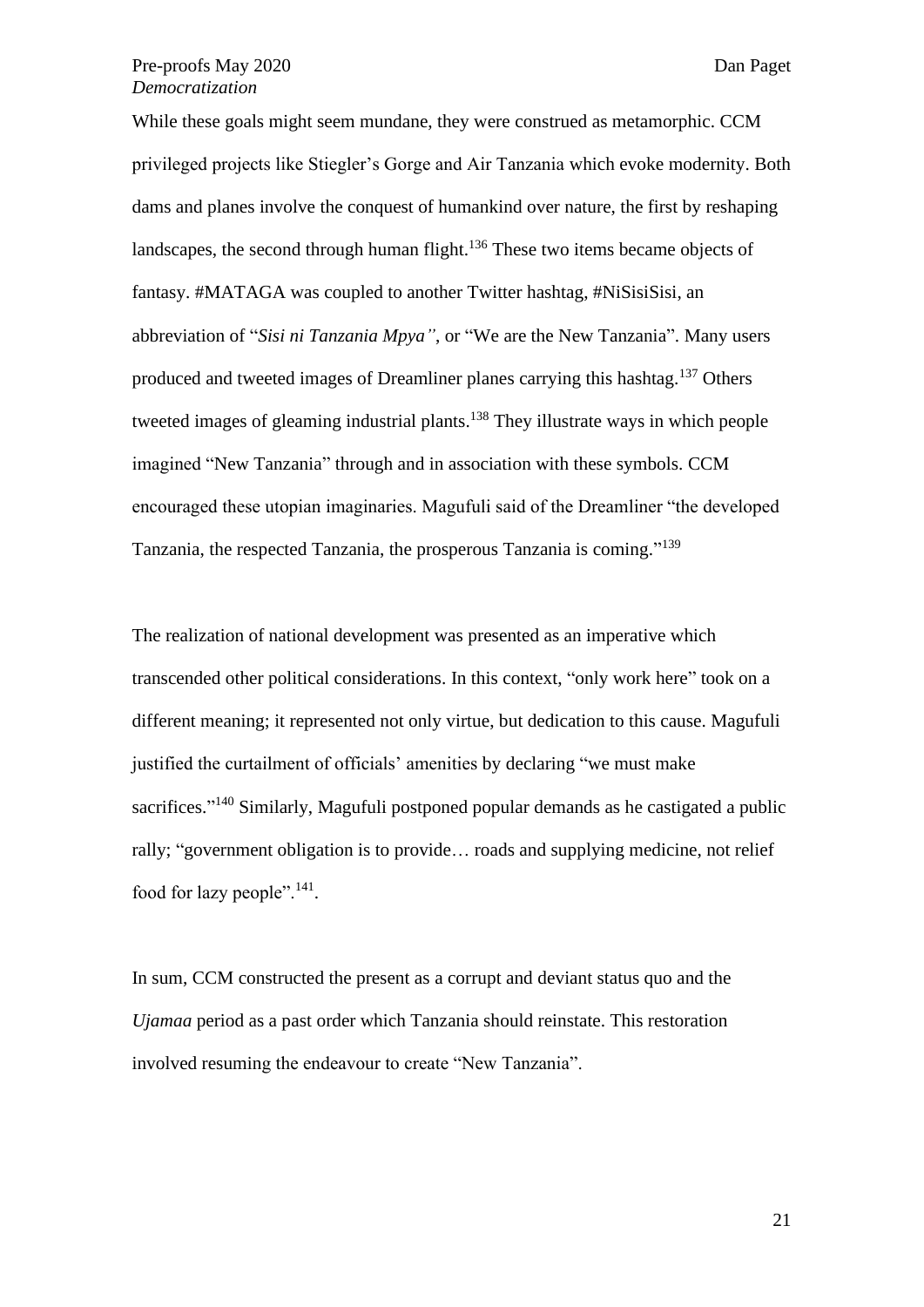While these goals might seem mundane, they were construed as metamorphic. CCM privileged projects like Stiegler's Gorge and Air Tanzania which evoke modernity. Both dams and planes involve the conquest of humankind over nature, the first by reshaping landscapes, the second through human flight.[136] These two items became objects of fantasy. #MATAGA was coupled to another Twitter hashtag, #NiSisiSisi, an abbreviation of "*Sisi ni Tanzania Mpya"*, or "We are the New Tanzania". Many users produced and tweeted images of Dreamliner planes carrying this hashtag.[137] Others tweeted images of gleaming industrial plants.[138] They illustrate ways in which people imagined "New Tanzania" through and in association with these symbols. CCM encouraged these utopian imaginaries. Magufuli said of the Dreamliner "the developed Tanzania, the respected Tanzania, the prosperous Tanzania is coming."[139]

The realization of national development was presented as an imperative which transcended other political considerations. In this context, "only work here" took on a different meaning; it represented not only virtue, but dedication to this cause. Magufuli justified the curtailment of officials' amenities by declaring "we must make sacrifices."[140] Similarly, Magufuli postponed popular demands as he castigated a public rally; "government obligation is to provide… roads and supplying medicine, not relief food for lazy people".[141].

In sum, CCM constructed the present as a corrupt and deviant status quo and the *Ujamaa* period as a past order which Tanzania should reinstate. This restoration involved resuming the endeavour to create "New Tanzania".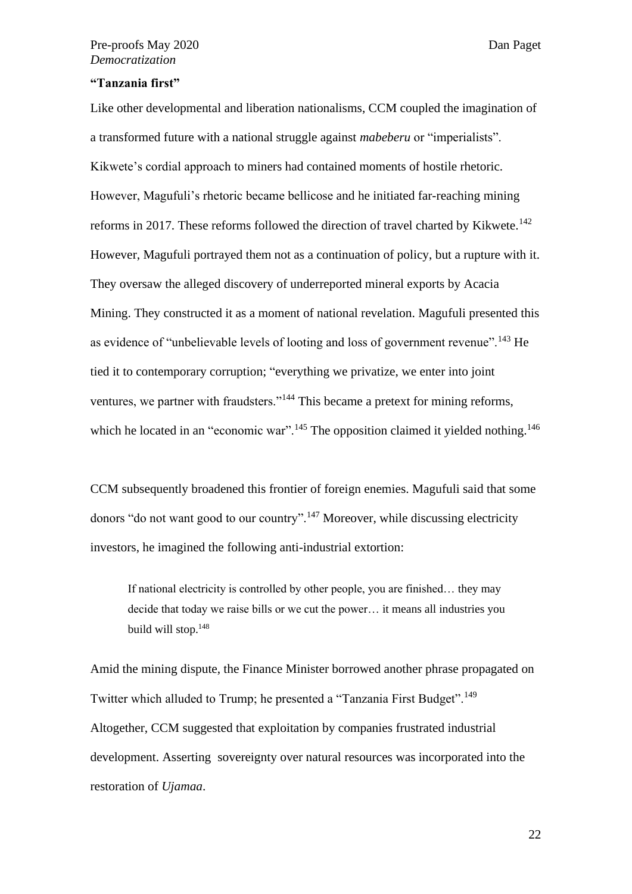**"Tanzania first"**

Like other developmental and liberation nationalisms, CCM coupled the imagination of a transformed future with a national struggle against *mabeberu* or "imperialists". Kikwete's cordial approach to miners had contained moments of hostile rhetoric. However, Magufuli's rhetoric became bellicose and he initiated far-reaching mining reforms in 2017. These reforms followed the direction of travel charted by Kikwete.[142] However, Magufuli portrayed them not as a continuation of policy, but a rupture with it. They oversaw the alleged discovery of underreported mineral exports by Acacia Mining. They constructed it as a moment of national revelation. Magufuli presented this as evidence of "unbelievable levels of looting and loss of government revenue".[143] He tied it to contemporary corruption; "everything we privatize, we enter into joint ventures, we partner with fraudsters."[144] This became a pretext for mining reforms, which he located in an "economic war".[145] The opposition claimed it yielded nothing.[146]

CCM subsequently broadened this frontier of foreign enemies. Magufuli said that some donors "do not want good to our country".[147] Moreover, while discussing electricity investors, he imagined the following anti-industrial extortion:

> If national electricity is controlled by other people, you are finished… they may decide that today we raise bills or we cut the power… it means all industries you build will stop.[148]

Amid the mining dispute, the Finance Minister borrowed another phrase propagated on Twitter which alluded to Trump; he presented a "Tanzania First Budget".[149] Altogether, CCM suggested that exploitation by companies frustrated industrial development. Asserting sovereignty over natural resources was incorporated into the restoration of *Ujamaa*.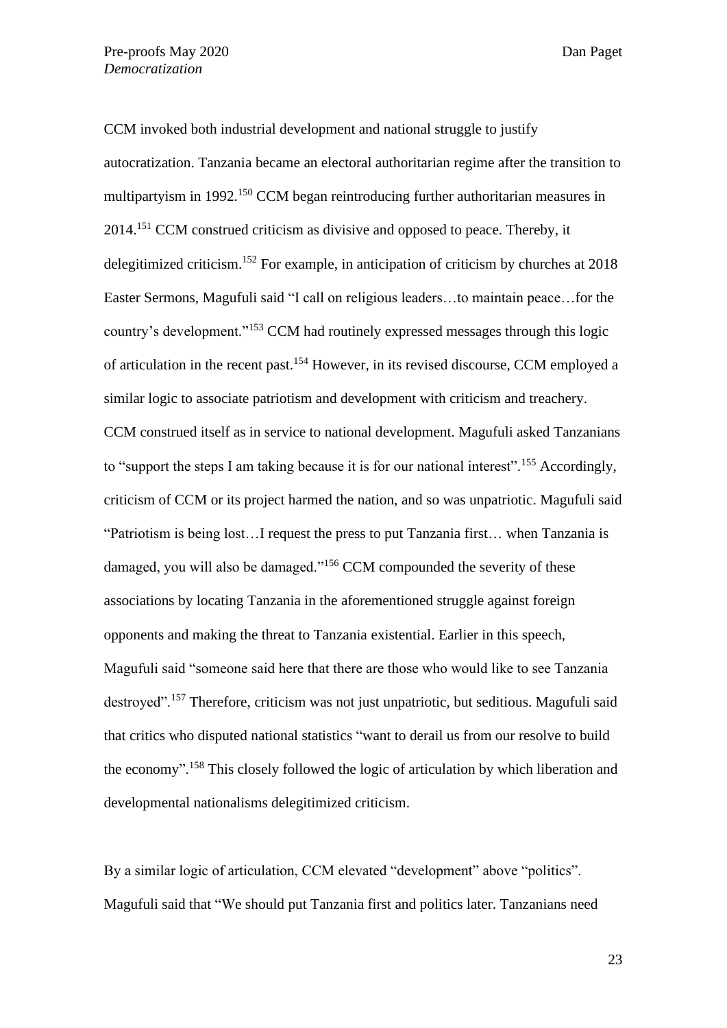CCM invoked both industrial development and national struggle to justify autocratization. Tanzania became an electoral authoritarian regime after the transition to multipartyism in 1992.[150] CCM began reintroducing further authoritarian measures in 2014.[151] CCM construed criticism as divisive and opposed to peace. Thereby, it delegitimized criticism.[152] For example, in anticipation of criticism by churches at 2018 Easter Sermons, Magufuli said "I call on religious leaders…to maintain peace…for the country's development."[153] CCM had routinely expressed messages through this logic of articulation in the recent past.[154] However, in its revised discourse, CCM employed a similar logic to associate patriotism and development with criticism and treachery. CCM construed itself as in service to national development. Magufuli asked Tanzanians to "support the steps I am taking because it is for our national interest".[155] Accordingly, criticism of CCM or its project harmed the nation, and so was unpatriotic. Magufuli said "Patriotism is being lost…I request the press to put Tanzania first… when Tanzania is damaged, you will also be damaged."[156] CCM compounded the severity of these associations by locating Tanzania in the aforementioned struggle against foreign opponents and making the threat to Tanzania existential. Earlier in this speech, Magufuli said "someone said here that there are those who would like to see Tanzania destroyed".[157] Therefore, criticism was not just unpatriotic, but seditious. Magufuli said that critics who disputed national statistics "want to derail us from our resolve to build the economy".[158] This closely followed the logic of articulation by which liberation and developmental nationalisms delegitimized criticism.

By a similar logic of articulation, CCM elevated "development" above "politics". Magufuli said that "We should put Tanzania first and politics later. Tanzanians need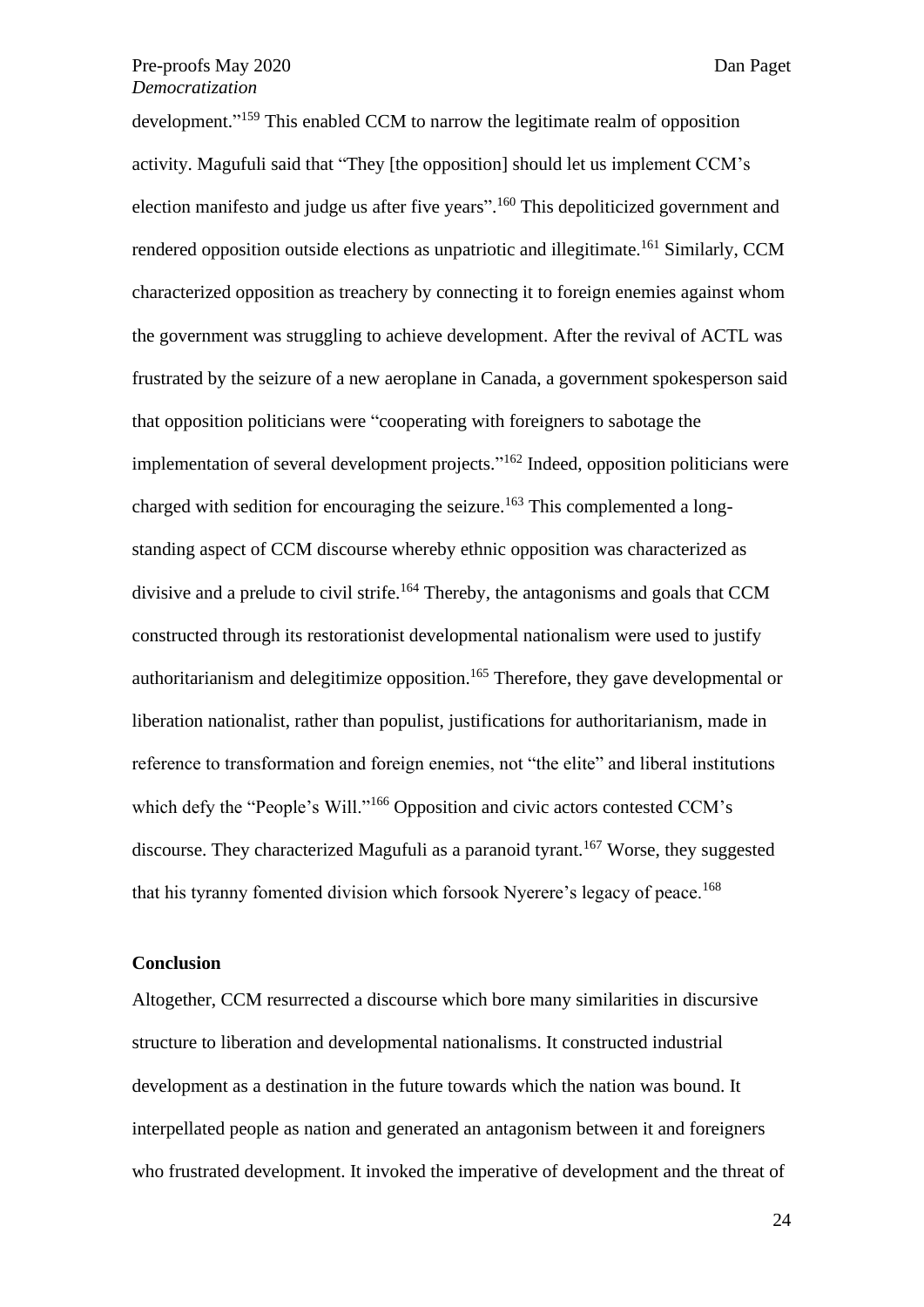development."[159] This enabled CCM to narrow the legitimate realm of opposition activity. Magufuli said that "They [the opposition] should let us implement CCM's election manifesto and judge us after five years".[160] This depoliticized government and rendered opposition outside elections as unpatriotic and illegitimate.[161] Similarly, CCM characterized opposition as treachery by connecting it to foreign enemies against whom the government was struggling to achieve development. After the revival of ACTL was frustrated by the seizure of a new aeroplane in Canada, a government spokesperson said that opposition politicians were "cooperating with foreigners to sabotage the implementation of several development projects."[162] Indeed, opposition politicians were charged with sedition for encouraging the seizure.[163] This complemented a long-standing aspect of CCM discourse whereby ethnic opposition was characterized as divisive and a prelude to civil strife.[164] Thereby, the antagonisms and goals that CCM constructed through its restorationist developmental nationalism were used to justify authoritarianism and delegitimize opposition.[165] Therefore, they gave developmental or liberation nationalist, rather than populist, justifications for authoritarianism, made in reference to transformation and foreign enemies, not "the elite" and liberal institutions which defy the "People's Will."[166] Opposition and civic actors contested CCM's discourse. They characterized Magufuli as a paranoid tyrant.[167] Worse, they suggested that his tyranny fomented division which forsook Nyerere's legacy of peace.[168]

## Conclusion

Altogether, CCM resurrected a discourse which bore many similarities in discursive structure to liberation and developmental nationalisms. It constructed industrial development as a destination in the future towards which the nation was bound. It interpellated people as nation and generated an antagonism between it and foreigners who frustrated development. It invoked the imperative of development and the threat of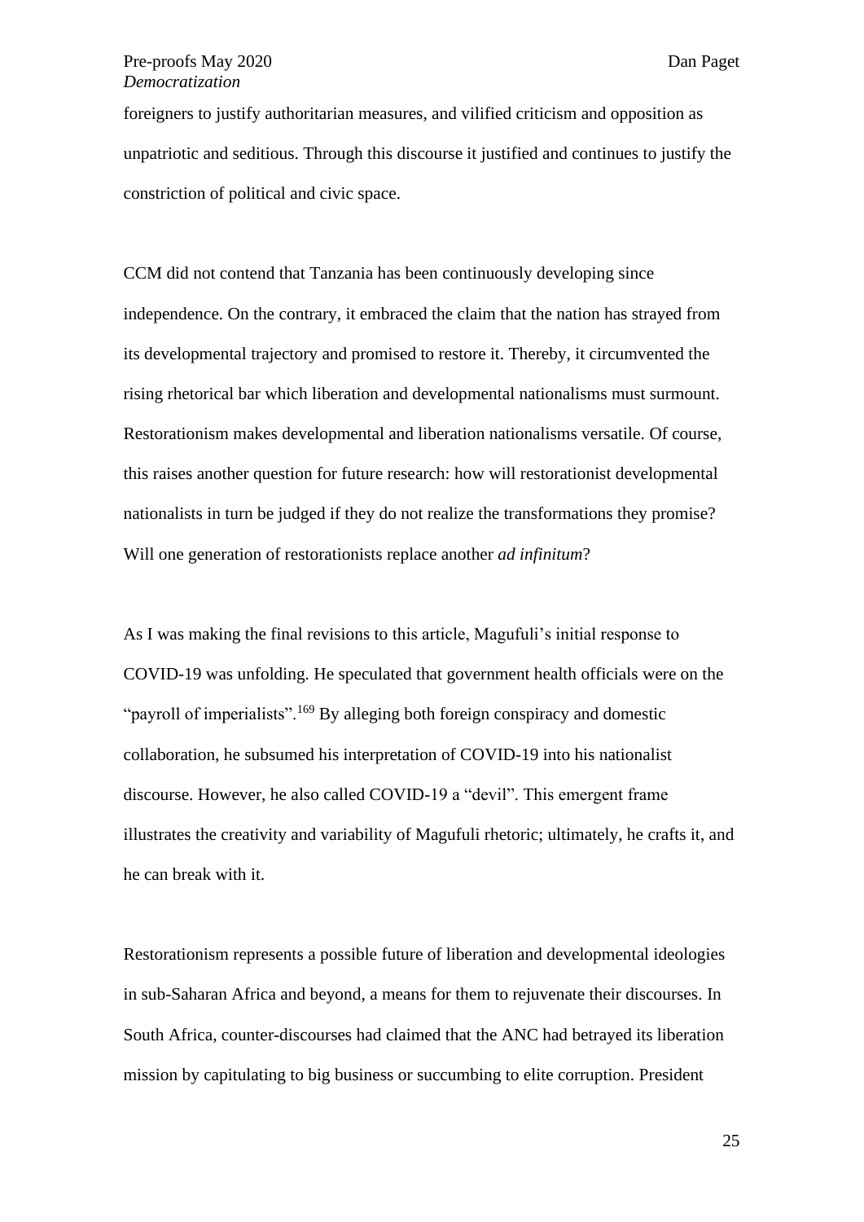foreigners to justify authoritarian measures, and vilified criticism and opposition as unpatriotic and seditious. Through this discourse it justified and continues to justify the constriction of political and civic space.

CCM did not contend that Tanzania has been continuously developing since independence. On the contrary, it embraced the claim that the nation has strayed from its developmental trajectory and promised to restore it. Thereby, it circumvented the rising rhetorical bar which liberation and developmental nationalisms must surmount. Restorationism makes developmental and liberation nationalisms versatile. Of course, this raises another question for future research: how will restorationist developmental nationalists in turn be judged if they do not realize the transformations they promise? Will one generation of restorationists replace another *ad infinitum*?

As I was making the final revisions to this article, Magufuli's initial response to COVID-19 was unfolding. He speculated that government health officials were on the "payroll of imperialists".[169] By alleging both foreign conspiracy and domestic collaboration, he subsumed his interpretation of COVID-19 into his nationalist discourse. However, he also called COVID-19 a "devil". This emergent frame illustrates the creativity and variability of Magufuli rhetoric; ultimately, he crafts it, and he can break with it.

Restorationism represents a possible future of liberation and developmental ideologies in sub-Saharan Africa and beyond, a means for them to rejuvenate their discourses. In South Africa, counter-discourses had claimed that the ANC had betrayed its liberation mission by capitulating to big business or succumbing to elite corruption. President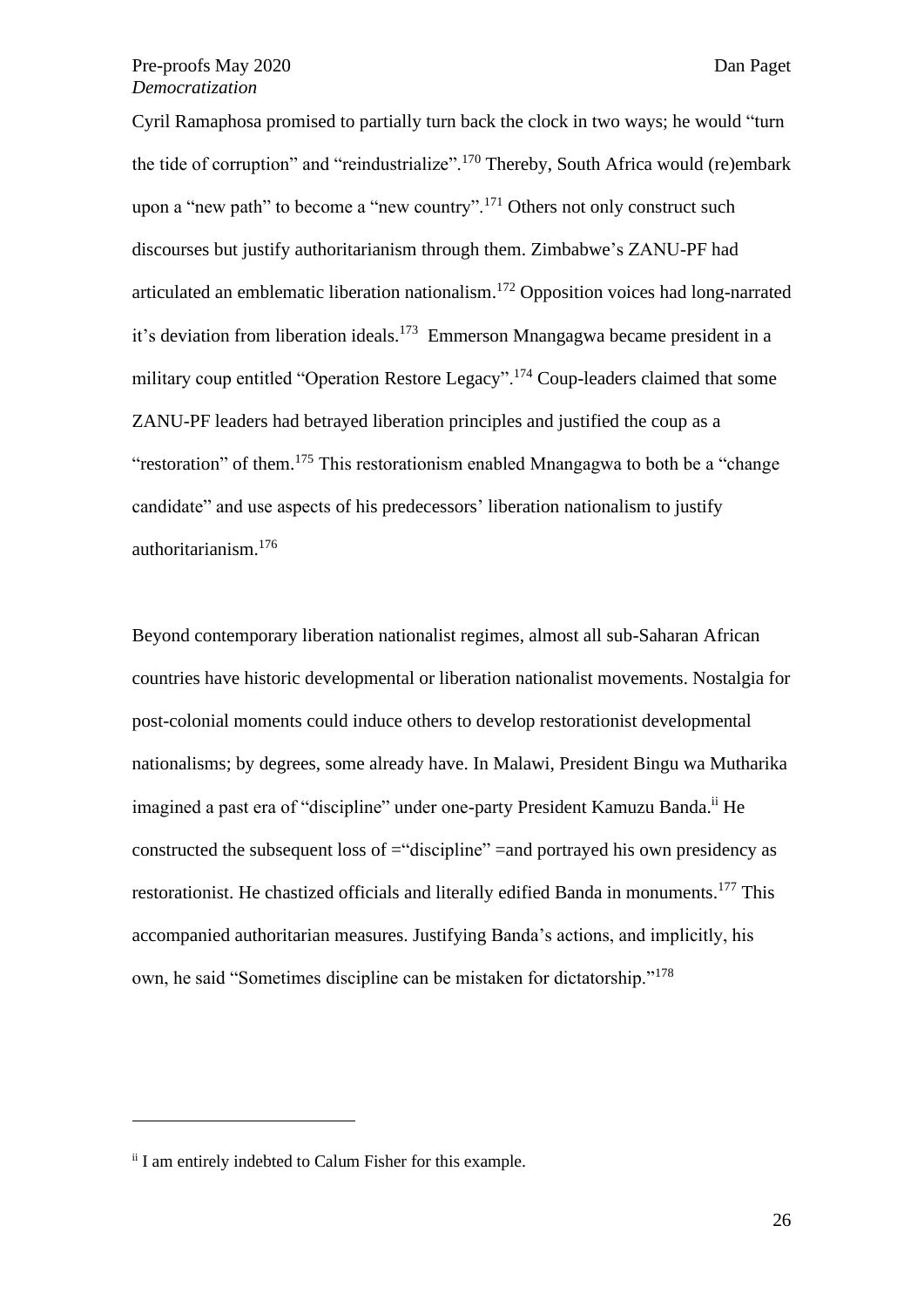Cyril Ramaphosa promised to partially turn back the clock in two ways; he would "turn the tide of corruption" and "reindustrialize".[170] Thereby, South Africa would (re)embark upon a "new path" to become a "new country".[171] Others not only construct such discourses but justify authoritarianism through them. Zimbabwe's ZANU-PF had articulated an emblematic liberation nationalism.[172] Opposition voices had long-narrated it's deviation from liberation ideals.[173] Emmerson Mnangagwa became president in a military coup entitled "Operation Restore Legacy".[174] Coup-leaders claimed that some ZANU-PF leaders had betrayed liberation principles and justified the coup as a "restoration" of them.[175] This restorationism enabled Mnangagwa to both be a "change candidate" and use aspects of his predecessors' liberation nationalism to justify authoritarianism.[176]

Beyond contemporary liberation nationalist regimes, almost all sub-Saharan African countries have historic developmental or liberation nationalist movements. Nostalgia for post-colonial moments could induce others to develop restorationist developmental nationalisms; by degrees, some already have. In Malawi, President Bingu wa Mutharika imagined a past era of "discipline" under one-party President Kamuzu Banda.[ii] He constructed the subsequent loss of ="discipline" =and portrayed his own presidency as restorationist. He chastized officials and literally edified Banda in monuments.[177] This accompanied authoritarian measures. Justifying Banda's actions, and implicitly, his own, he said "Sometimes discipline can be mistaken for dictatorship."[178]

---

[ii] I am entirely indebted to Calum Fisher for this example.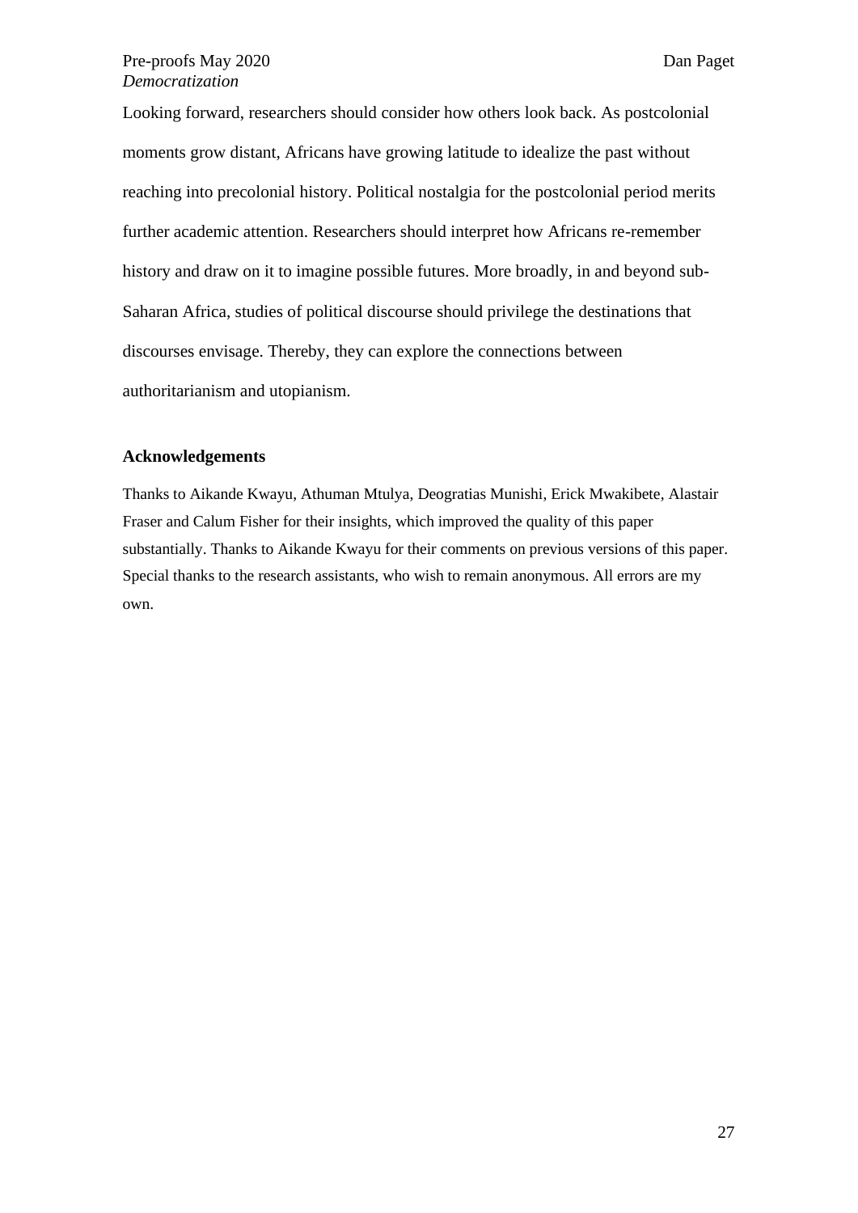Looking forward, researchers should consider how others look back. As postcolonial moments grow distant, Africans have growing latitude to idealize the past without reaching into precolonial history. Political nostalgia for the postcolonial period merits further academic attention. Researchers should interpret how Africans re-remember history and draw on it to imagine possible futures. More broadly, in and beyond sub-Saharan Africa, studies of political discourse should privilege the destinations that discourses envisage. Thereby, they can explore the connections between authoritarianism and utopianism.

## Acknowledgements

Thanks to Aikande Kwayu, Athuman Mtulya, Deogratias Munishi, Erick Mwakibete, Alastair Fraser and Calum Fisher for their insights, which improved the quality of this paper substantially. Thanks to Aikande Kwayu for their comments on previous versions of this paper. Special thanks to the research assistants, who wish to remain anonymous. All errors are my own.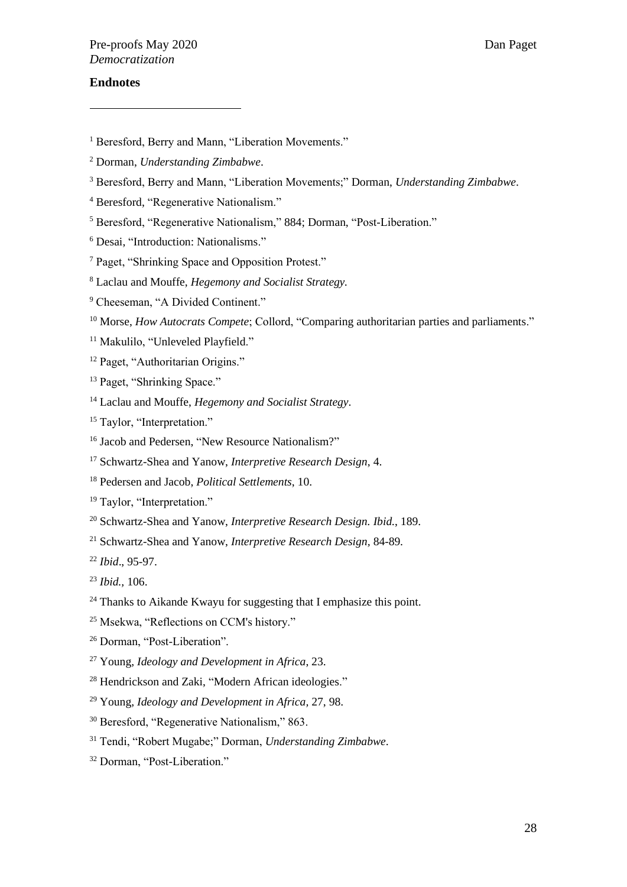**Endnotes**

[1] Beresford, Berry and Mann, "Liberation Movements."

[2] Dorman, *Understanding Zimbabwe*.

[3] Beresford, Berry and Mann, "Liberation Movements;" Dorman, *Understanding Zimbabwe*.

[4] Beresford, "Regenerative Nationalism."

[5] Beresford, "Regenerative Nationalism," 884; Dorman, "Post-Liberation."

[6] Desai, "Introduction: Nationalisms."

[7] Paget, "Shrinking Space and Opposition Protest."

[8] Laclau and Mouffe, *Hegemony and Socialist Strategy.*

[9] Cheeseman, "A Divided Continent."

[10] Morse, *How Autocrats Compete*; Collord, "Comparing authoritarian parties and parliaments."

[11] Makulilo, "Unleveled Playfield."

[12] Paget, "Authoritarian Origins."

[13] Paget, "Shrinking Space."

[14] Laclau and Mouffe, *Hegemony and Socialist Strategy*.

[15] Taylor, "Interpretation."

[16] Jacob and Pedersen, "New Resource Nationalism?"

[17] Schwartz-Shea and Yanow, *Interpretive Research Design*, 4.

[18] Pedersen and Jacob, *Political Settlements*, 10.

[19] Taylor, "Interpretation."

[20] Schwartz-Shea and Yanow, *Interpretive Research Design. Ibid.*, 189.

[21] Schwartz-Shea and Yanow, *Interpretive Research Design*, 84-89.

[22] *Ibid*., 95-97.

[23] *Ibid.*, 106.

[24] Thanks to Aikande Kwayu for suggesting that I emphasize this point.

[25] Msekwa, "Reflections on CCM's history."

[26] Dorman, "Post-Liberation".

[27] Young, *Ideology and Development in Africa*, 23.

[28] Hendrickson and Zaki, "Modern African ideologies."

[29] Young, *Ideology and Development in Africa*, 27, 98.

[30] Beresford, "Regenerative Nationalism," 863.

[31] Tendi, "Robert Mugabe;" Dorman, *Understanding Zimbabwe*.

[32] Dorman, "Post-Liberation."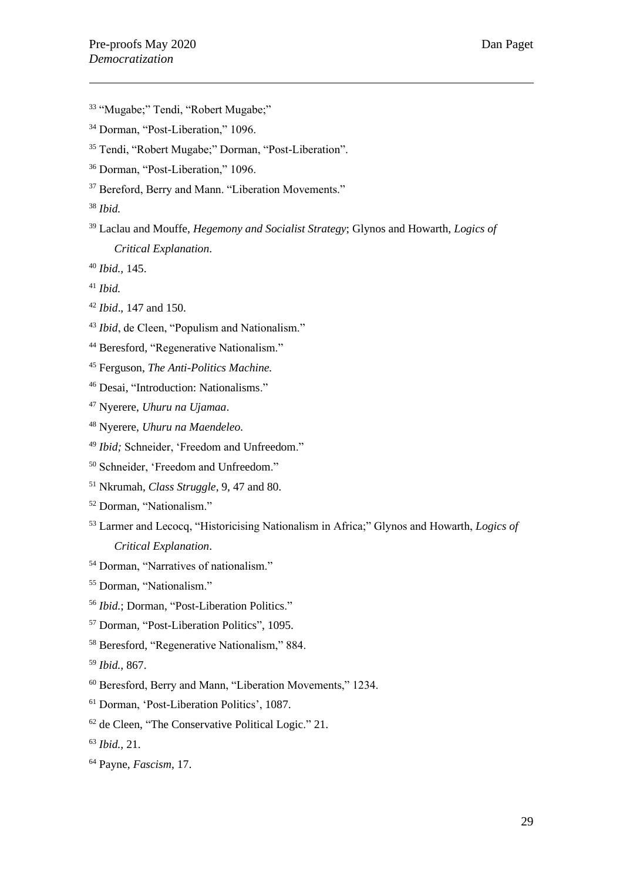[33] "Mugabe;" Tendi, "Robert Mugabe;"

[34] Dorman, "Post-Liberation," 1096.

[35] Tendi, "Robert Mugabe;" Dorman, "Post-Liberation".

[36] Dorman, "Post-Liberation," 1096.

[37] Bereford, Berry and Mann. "Liberation Movements."

[38] *Ibid.*

[39] Laclau and Mouffe, *Hegemony and Socialist Strategy*; Glynos and Howarth, *Logics of Critical Explanation*.

[40] *Ibid.*, 145.

[41] *Ibid.*

[42] *Ibid*., 147 and 150.

[43] *Ibid*, de Cleen, "Populism and Nationalism."

[44] Beresford, "Regenerative Nationalism."

[45] Ferguson, *The Anti-Politics Machine.*

[46] Desai, "Introduction: Nationalisms."

[47] Nyerere, *Uhuru na Ujamaa*.

[48] Nyerere, *Uhuru na Maendeleo.*

[49] *Ibid;* Schneider, 'Freedom and Unfreedom."

[50] Schneider, 'Freedom and Unfreedom."

[51] Nkrumah, *Class Struggle*, 9, 47 and 80.

[52] Dorman, "Nationalism."

[53] Larmer and Lecocq, "Historicising Nationalism in Africa;" Glynos and Howarth, *Logics of Critical Explanation*.

[54] Dorman, "Narratives of nationalism."

[55] Dorman, "Nationalism."

[56] *Ibid.*; Dorman, "Post-Liberation Politics."

[57] Dorman, "Post-Liberation Politics", 1095.

[58] Beresford, "Regenerative Nationalism," 884.

[59] *Ibid.,* 867.

[60] Beresford, Berry and Mann, "Liberation Movements," 1234.

[61] Dorman, 'Post-Liberation Politics', 1087.

[62] de Cleen, "The Conservative Political Logic." 21.

[63] *Ibid.*, 21.

[64] Payne, *Fascism*, 17.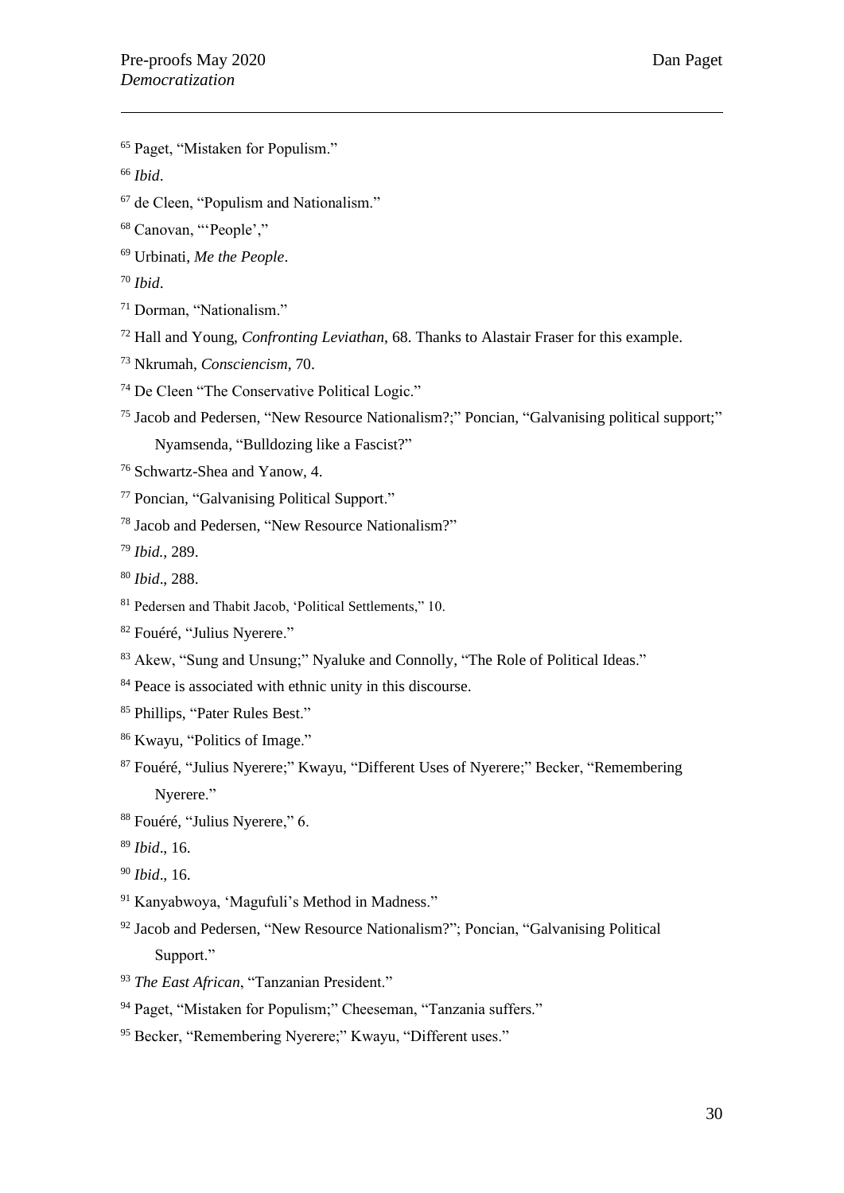[65] Paget, "Mistaken for Populism."

[66] *Ibid*.

[67] de Cleen, "Populism and Nationalism."

[68] Canovan, "'People',"

[69] Urbinati, *Me the People*.

[70] *Ibid*.

[71] Dorman, "Nationalism."

[72] Hall and Young, *Confronting Leviathan*, 68. Thanks to Alastair Fraser for this example.

[73] Nkrumah, *Consciencism*, 70.

[74] De Cleen "The Conservative Political Logic."

[75] Jacob and Pedersen, "New Resource Nationalism?;" Poncian, "Galvanising political support;" Nyamsenda, "Bulldozing like a Fascist?"

[76] Schwartz-Shea and Yanow, 4.

[77] Poncian, "Galvanising Political Support."

[78] Jacob and Pedersen, "New Resource Nationalism?"

[79] *Ibid.*, 289.

[80] *Ibid*., 288.

[81] Pedersen and Thabit Jacob, 'Political Settlements," 10.

[82] Fouéré, "Julius Nyerere."

[83] Akew, "Sung and Unsung;" Nyaluke and Connolly, "The Role of Political Ideas."

[84] Peace is associated with ethnic unity in this discourse.

[85] Phillips, "Pater Rules Best."

[86] Kwayu, "Politics of Image."

[87] Fouéré, "Julius Nyerere;" Kwayu, "Different Uses of Nyerere;" Becker, "Remembering Nyerere."

[88] Fouéré, "Julius Nyerere," 6.

[89] *Ibid*., 16.

[90] *Ibid*., 16.

[91] Kanyabwoya, 'Magufuli's Method in Madness."

[92] Jacob and Pedersen, "New Resource Nationalism?"; Poncian, "Galvanising Political Support."

[93] *The East African*, "Tanzanian President."

[94] Paget, "Mistaken for Populism;" Cheeseman, "Tanzania suffers."

[95] Becker, "Remembering Nyerere;" Kwayu, "Different uses."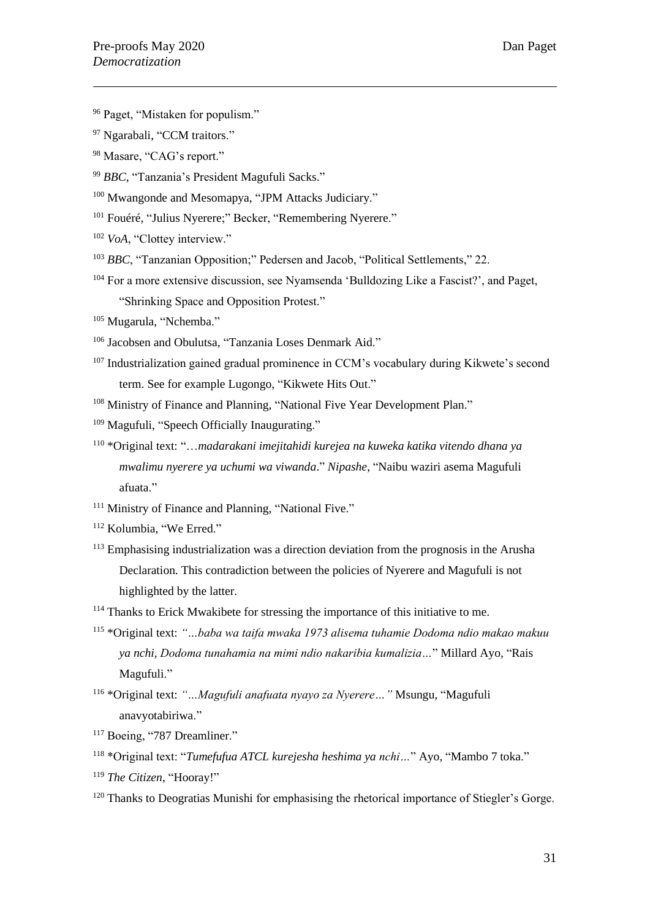[96] Paget, "Mistaken for populism."

[97] Ngarabali, "CCM traitors."

[98] Masare, "CAG's report."

[99] *BBC*, "Tanzania's President Magufuli Sacks."

[100] Mwangonde and Mesomapya, "JPM Attacks Judiciary."

[101] Fouéré, "Julius Nyerere;" Becker, "Remembering Nyerere."

[102] *VoA*, "Clottey interview."

[103] *BBC*, "Tanzanian Opposition;" Pedersen and Jacob, "Political Settlements," 22.

[104] For a more extensive discussion, see Nyamsenda 'Bulldozing Like a Fascist?', and Paget, "Shrinking Space and Opposition Protest."

[105] Mugarula, "Nchemba."

[106] Jacobsen and Obulutsa, "Tanzania Loses Denmark Aid."

[107] Industrialization gained gradual prominence in CCM's vocabulary during Kikwete's second term. See for example Lugongo, "Kikwete Hits Out."

[108] Ministry of Finance and Planning, "National Five Year Development Plan."

[109] Magufuli, "Speech Officially Inaugurating."

[110] *Original text: "…*madarakani imejitahidi kurejea na kuweka katika vitendo dhana ya mwalimu nyerere ya uchumi wa viwanda*." *Nipashe*, "Naibu waziri asema Magufuli afuata."

[111] Ministry of Finance and Planning, "National Five."

[112] Kolumbia, "We Erred."

[113] Emphasising industrialization was a direction deviation from the prognosis in the Arusha Declaration. This contradiction between the policies of Nyerere and Magufuli is not highlighted by the latter.

[114] Thanks to Erick Mwakibete for stressing the importance of this initiative to me.

[115] *Original text: *"…baba wa taifa mwaka 1973 alisema tuhamie Dodoma ndio makao makuu ya nchi, Dodoma tunahamia na mimi ndio nakaribia kumalizia…*" Millard Ayo, "Rais Magufuli."

[116] *Original text: *"…Magufuli anafuata nyayo za Nyerere…"* Msungu, "Magufuli anavyotabiriwa."

[117] Boeing, "787 Dreamliner."

[118] *Original text: "*Tumefufua ATCL kurejesha heshima ya nchi…*" Ayo, "Mambo 7 toka."

[119] *The Citizen*, "Hooray!"

[120] Thanks to Deogratias Munishi for emphasising the rhetorical importance of Stiegler's Gorge.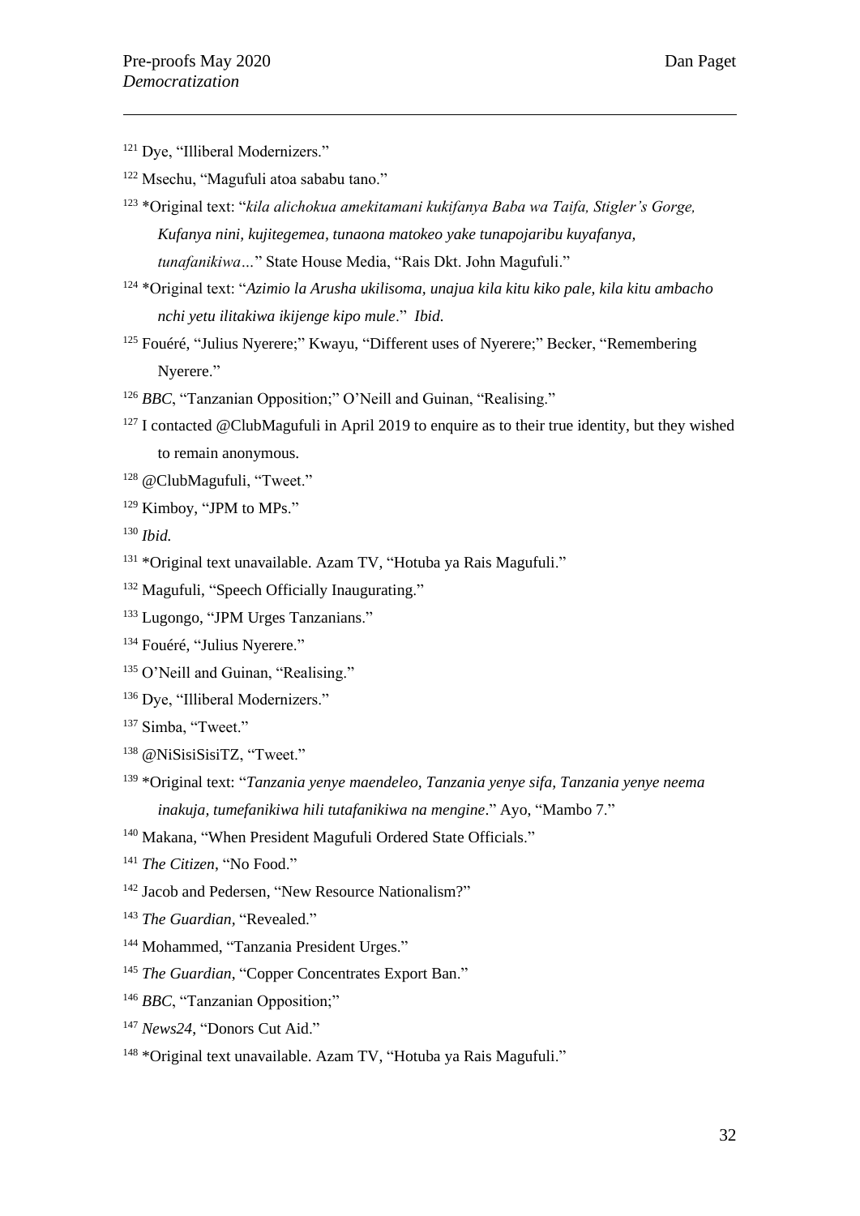[121] Dye, "Illiberal Modernizers."

[122] Msechu, "Magufuli atoa sababu tano."

[123] *Original text: "*kila alichokua amekitamani kukifanya Baba wa Taifa, Stigler's Gorge, Kufanya nini, kujitegemea, tunaona matokeo yake tunapojaribu kuyafanya, tunafanikiwa…*" State House Media, "Rais Dkt. John Magufuli."

[124] *Original text: "*Azimio la Arusha ukilisoma, unajua kila kitu kiko pale, kila kitu ambacho nchi yetu ilitakiwa ikijenge kipo mule*." *Ibid.*

[125] Fouéré, "Julius Nyerere;" Kwayu, "Different uses of Nyerere;" Becker, "Remembering Nyerere."

[126] *BBC*, "Tanzanian Opposition;" O'Neill and Guinan, "Realising."

[127] I contacted @ClubMagufuli in April 2019 to enquire as to their true identity, but they wished to remain anonymous.

[128] @ClubMagufuli, "Tweet."

[129] Kimboy, "JPM to MPs."

[130] *Ibid.*

[131] *Original text unavailable. Azam TV, "Hotuba ya Rais Magufuli."

[132] Magufuli, "Speech Officially Inaugurating."

[133] Lugongo, "JPM Urges Tanzanians."

[134] Fouéré, "Julius Nyerere."

[135] O'Neill and Guinan, "Realising."

[136] Dye, "Illiberal Modernizers."

[137] Simba, "Tweet."

[138] @NiSisiSisiTZ, "Tweet."

[139] *Original text: "*Tanzania yenye maendeleo, Tanzania yenye sifa, Tanzania yenye neema inakuja, tumefanikiwa hili tutafanikiwa na mengine*." Ayo, "Mambo 7."

[140] Makana, "When President Magufuli Ordered State Officials."

[141] *The Citizen*, "No Food."

[142] Jacob and Pedersen, "New Resource Nationalism?"

[143] *The Guardian*, "Revealed."

[144] Mohammed, "Tanzania President Urges."

[145] *The Guardian*, "Copper Concentrates Export Ban."

[146] *BBC*, "Tanzanian Opposition;"

[147] *News24*, "Donors Cut Aid."

[148] *Original text unavailable. Azam TV, "Hotuba ya Rais Magufuli."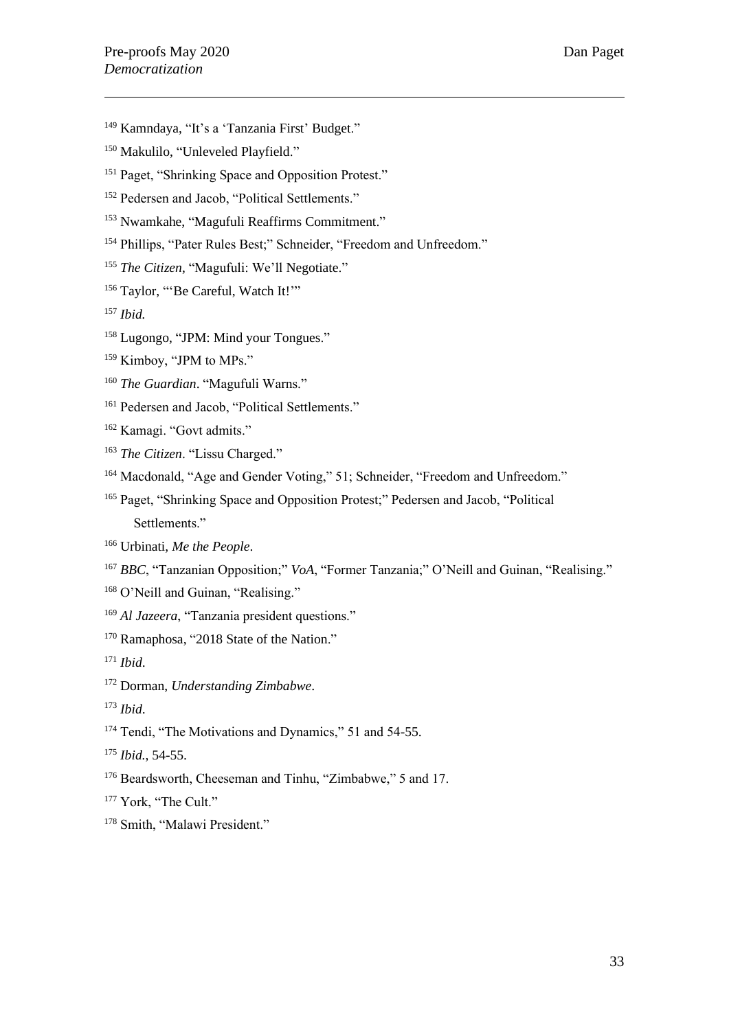[149] Kamndaya, "It's a 'Tanzania First' Budget."

[150] Makulilo, "Unleveled Playfield."

[151] Paget, "Shrinking Space and Opposition Protest."

[152] Pedersen and Jacob, "Political Settlements."

[153] Nwamkahe, "Magufuli Reaffirms Commitment."

[154] Phillips, "Pater Rules Best;" Schneider, "Freedom and Unfreedom."

[155] *The Citizen*, "Magufuli: We'll Negotiate."

[156] Taylor, "'Be Careful, Watch It!'"

[157] *Ibid.*

[158] Lugongo, "JPM: Mind your Tongues."

[159] Kimboy, "JPM to MPs."

[160] *The Guardian*. "Magufuli Warns."

[161] Pedersen and Jacob, "Political Settlements."

[162] Kamagi. "Govt admits."

[163] *The Citizen*. "Lissu Charged."

[164] Macdonald, "Age and Gender Voting," 51; Schneider, "Freedom and Unfreedom."

[165] Paget, "Shrinking Space and Opposition Protest;" Pedersen and Jacob, "Political Settlements."

[166] Urbinati, *Me the People*.

[167] *BBC*, "Tanzanian Opposition;" *VoA*, "Former Tanzania;" O'Neill and Guinan, "Realising."

[168] O'Neill and Guinan, "Realising."

[169] *Al Jazeera*, "Tanzania president questions."

[170] Ramaphosa, "2018 State of the Nation."

[171] *Ibid*.

[172] Dorman, *Understanding Zimbabwe*.

[173] *Ibid*.

[174] Tendi, "The Motivations and Dynamics," 51 and 54-55.

[175] *Ibid.*, 54-55.

[176] Beardsworth, Cheeseman and Tinhu, "Zimbabwe," 5 and 17.

[177] York, "The Cult."

[178] Smith, "Malawi President."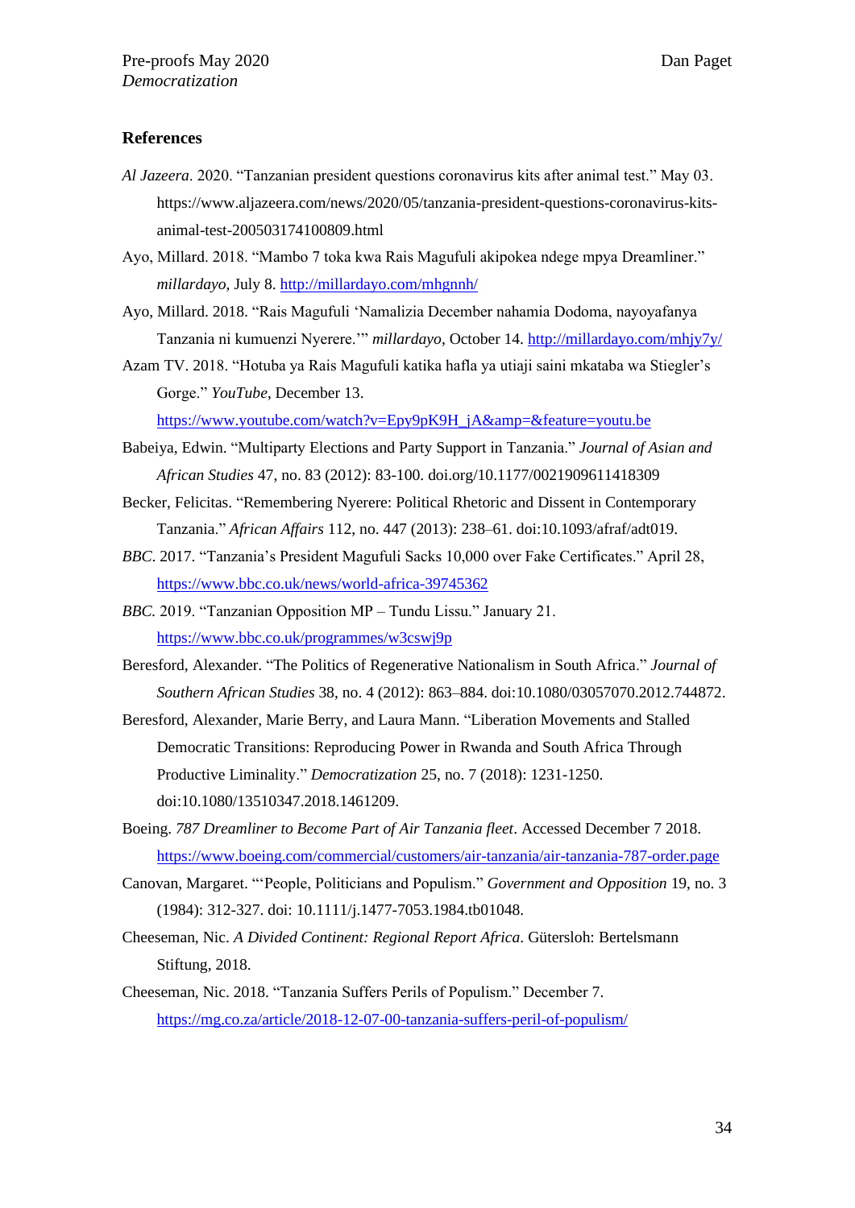**References**

*Al Jazeera*. 2020. "Tanzanian president questions coronavirus kits after animal test." May 03. https://www.aljazeera.com/news/2020/05/tanzania-president-questions-coronavirus-kits-animal-test-200503174100809.html

Ayo, Millard. 2018. "Mambo 7 toka kwa Rais Magufuli akipokea ndege mpya Dreamliner." *millardayo*, July 8. http://millardayo.com/mhgnnh/

Ayo, Millard. 2018. "Rais Magufuli 'Namalizia December nahamia Dodoma, nayoyafanya Tanzania ni kumuenzi Nyerere.'" *millardayo*, October 14. http://millardayo.com/mhjy7y/

Azam TV. 2018. "Hotuba ya Rais Magufuli katika hafla ya utiaji saini mkataba wa Stiegler's Gorge." *YouTube*, December 13. https://www.youtube.com/watch?v=Epy9pK9H_jA&amp=&feature=youtu.be

Babeiya, Edwin. "Multiparty Elections and Party Support in Tanzania." *Journal of Asian and African Studies* 47, no. 83 (2012): 83-100. doi.org/10.1177/0021909611418309

Becker, Felicitas. "Remembering Nyerere: Political Rhetoric and Dissent in Contemporary Tanzania." *African Affairs* 112, no. 447 (2013): 238–61. doi:10.1093/afraf/adt019.

*BBC*. 2017. "Tanzania's President Magufuli Sacks 10,000 over Fake Certificates." April 28, https://www.bbc.co.uk/news/world-africa-39745362

*BBC.* 2019. "Tanzanian Opposition MP – Tundu Lissu." January 21. https://www.bbc.co.uk/programmes/w3cswj9p

Beresford, Alexander. "The Politics of Regenerative Nationalism in South Africa." *Journal of Southern African Studies* 38, no. 4 (2012): 863–884. doi:10.1080/03057070.2012.744872.

Beresford, Alexander, Marie Berry, and Laura Mann. "Liberation Movements and Stalled Democratic Transitions: Reproducing Power in Rwanda and South Africa Through Productive Liminality." *Democratization* 25, no. 7 (2018): 1231-1250. doi:10.1080/13510347.2018.1461209.

Boeing. *787 Dreamliner to Become Part of Air Tanzania fleet*. Accessed December 7 2018. https://www.boeing.com/commercial/customers/air-tanzania/air-tanzania-787-order.page

Canovan, Margaret. "'People, Politicians and Populism." *Government and Opposition* 19, no. 3 (1984): 312-327. doi: 10.1111/j.1477-7053.1984.tb01048.

Cheeseman, Nic. *A Divided Continent: Regional Report Africa*. Gütersloh: Bertelsmann Stiftung, 2018.

Cheeseman, Nic. 2018. "Tanzania Suffers Perils of Populism." December 7. https://mg.co.za/article/2018-12-07-00-tanzania-suffers-peril-of-populism/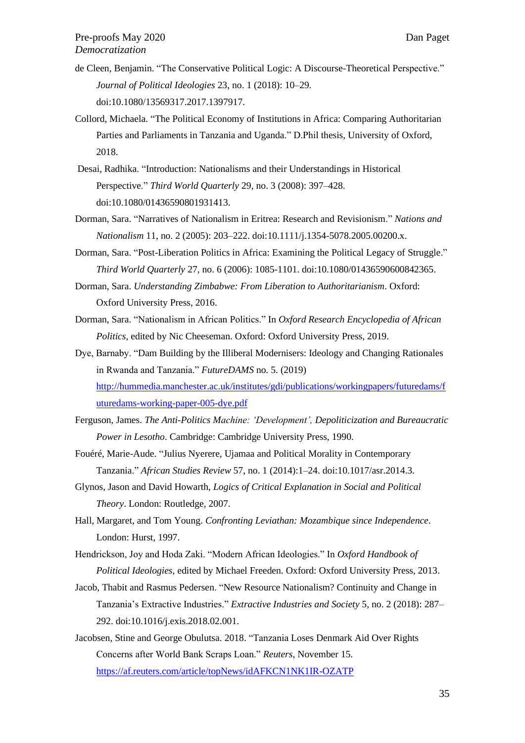de Cleen, Benjamin. "The Conservative Political Logic: A Discourse-Theoretical Perspective." *Journal of Political Ideologies* 23, no. 1 (2018): 10–29. doi:10.1080/13569317.2017.1397917.

Collord, Michaela. "The Political Economy of Institutions in Africa: Comparing Authoritarian Parties and Parliaments in Tanzania and Uganda." D.Phil thesis, University of Oxford, 2018.

Desai, Radhika. "Introduction: Nationalisms and their Understandings in Historical Perspective." *Third World Quarterly* 29, no. 3 (2008): 397–428. doi:10.1080/01436590801931413.

Dorman, Sara. "Narratives of Nationalism in Eritrea: Research and Revisionism." *Nations and Nationalism* 11, no. 2 (2005): 203–222. doi:10.1111/j.1354-5078.2005.00200.x.

Dorman, Sara. "Post-Liberation Politics in Africa: Examining the Political Legacy of Struggle." *Third World Quarterly* 27, no. 6 (2006): 1085-1101. doi:10.1080/01436590600842365.

Dorman, Sara. *Understanding Zimbabwe: From Liberation to Authoritarianism*. Oxford: Oxford University Press, 2016.

Dorman, Sara. "Nationalism in African Politics." In *Oxford Research Encyclopedia of African Politics*, edited by Nic Cheeseman. Oxford: Oxford University Press, 2019.

Dye, Barnaby. "Dam Building by the Illiberal Modernisers: Ideology and Changing Rationales in Rwanda and Tanzania." *FutureDAMS* no. 5. (2019) [http://hummedia.manchester.ac.uk/institutes/gdi/publications/workingpapers/futuredams/futuredams-working-paper-005-dye.pdf](http://hummedia.manchester.ac.uk/institutes/gdi/publications/workingpapers/futuredams/futuredams-working-paper-005-dye.pdf)

Ferguson, James. *The Anti-Politics Machine: 'Development', Depoliticization and Bureaucratic Power in Lesotho*. Cambridge: Cambridge University Press, 1990.

Fouéré, Marie-Aude. "Julius Nyerere, Ujamaa and Political Morality in Contemporary Tanzania." *African Studies Review* 57, no. 1 (2014):1–24. doi:10.1017/asr.2014.3.

Glynos, Jason and David Howarth, *Logics of Critical Explanation in Social and Political Theory*. London: Routledge, 2007.

Hall, Margaret, and Tom Young. *Confronting Leviathan: Mozambique since Independence*. London: Hurst, 1997.

Hendrickson, Joy and Hoda Zaki. "Modern African Ideologies." In *Oxford Handbook of Political Ideologies*, edited by Michael Freeden. Oxford: Oxford University Press, 2013.

Jacob, Thabit and Rasmus Pedersen. "New Resource Nationalism? Continuity and Change in Tanzania's Extractive Industries." *Extractive Industries and Society* 5, no. 2 (2018): 287–292. doi:10.1016/j.exis.2018.02.001.

Jacobsen, Stine and George Obulutsa. 2018. "Tanzania Loses Denmark Aid Over Rights Concerns after World Bank Scraps Loan." *Reuters*, November 15. [https://af.reuters.com/article/topNews/idAFKCN1NK1IR-OZATP](https://af.reuters.com/article/topNews/idAFKCN1NK1IR-OZATP)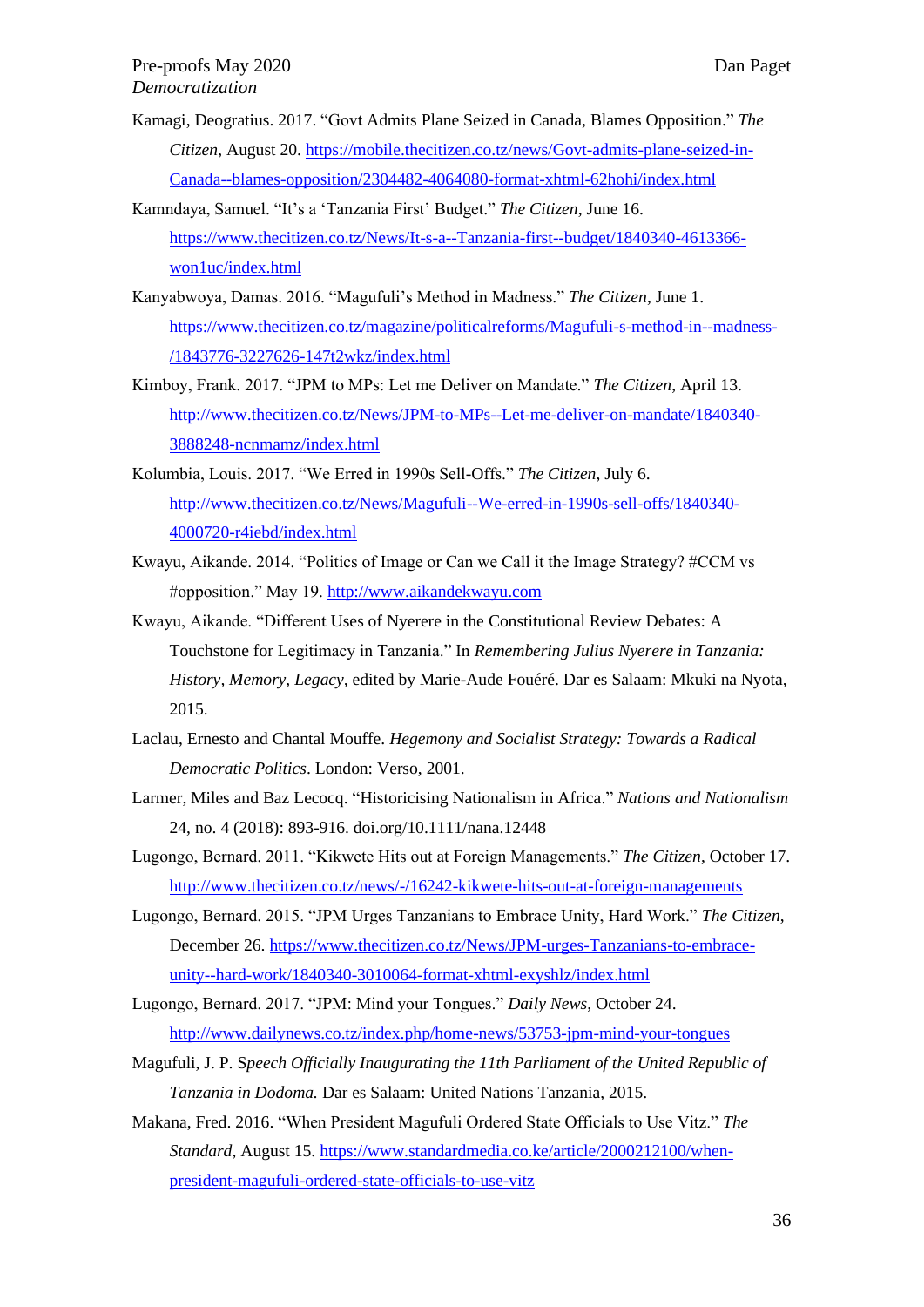Kamagi, Deogratius. 2017. "Govt Admits Plane Seized in Canada, Blames Opposition." *The Citizen*, August 20. https://mobile.thecitizen.co.tz/news/Govt-admits-plane-seized-in-Canada--blames-opposition/2304482-4064080-format-xhtml-62hohi/index.html

Kamndaya, Samuel. "It's a 'Tanzania First' Budget." *The Citizen*, June 16. https://www.thecitizen.co.tz/News/It-s-a--Tanzania-first--budget/1840340-4613366-won1uc/index.html

Kanyabwoya, Damas. 2016. "Magufuli's Method in Madness." *The Citizen*, June 1. https://www.thecitizen.co.tz/magazine/politicalreforms/Magufuli-s-method-in--madness-/1843776-3227626-147t2wkz/index.html

Kimboy, Frank. 2017. "JPM to MPs: Let me Deliver on Mandate." *The Citizen*, April 13. http://www.thecitizen.co.tz/News/JPM-to-MPs--Let-me-deliver-on-mandate/1840340-3888248-ncnmamz/index.html

Kolumbia, Louis. 2017. "We Erred in 1990s Sell-Offs." *The Citizen*, July 6. http://www.thecitizen.co.tz/News/Magufuli--We-erred-in-1990s-sell-offs/1840340-4000720-r4iebd/index.html

Kwayu, Aikande. 2014. "Politics of Image or Can we Call it the Image Strategy? #CCM vs #opposition." May 19. http://www.aikandekwayu.com

Kwayu, Aikande. "Different Uses of Nyerere in the Constitutional Review Debates: A Touchstone for Legitimacy in Tanzania." In *Remembering Julius Nyerere in Tanzania: History, Memory, Legacy*, edited by Marie-Aude Fouéré. Dar es Salaam: Mkuki na Nyota, 2015.

Laclau, Ernesto and Chantal Mouffe. *Hegemony and Socialist Strategy: Towards a Radical Democratic Politics*. London: Verso, 2001.

Larmer, Miles and Baz Lecocq. "Historicising Nationalism in Africa." *Nations and Nationalism* 24, no. 4 (2018): 893-916. doi.org/10.1111/nana.12448

Lugongo, Bernard. 2011. "Kikwete Hits out at Foreign Managements." *The Citizen*, October 17. http://www.thecitizen.co.tz/news/-/16242-kikwete-hits-out-at-foreign-managements

Lugongo, Bernard. 2015. "JPM Urges Tanzanians to Embrace Unity, Hard Work." *The Citizen*, December 26. https://www.thecitizen.co.tz/News/JPM-urges-Tanzanians-to-embrace-unity--hard-work/1840340-3010064-format-xhtml-exyshlz/index.html

Lugongo, Bernard. 2017. "JPM: Mind your Tongues." *Daily News*, October 24. http://www.dailynews.co.tz/index.php/home-news/53753-jpm-mind-your-tongues

Magufuli, J. P. *Speech Officially Inaugurating the 11th Parliament of the United Republic of Tanzania in Dodoma.* Dar es Salaam: United Nations Tanzania, 2015.

Makana, Fred. 2016. "When President Magufuli Ordered State Officials to Use Vitz." *The Standard*, August 15. https://www.standardmedia.co.ke/article/2000212100/when-president-magufuli-ordered-state-officials-to-use-vitz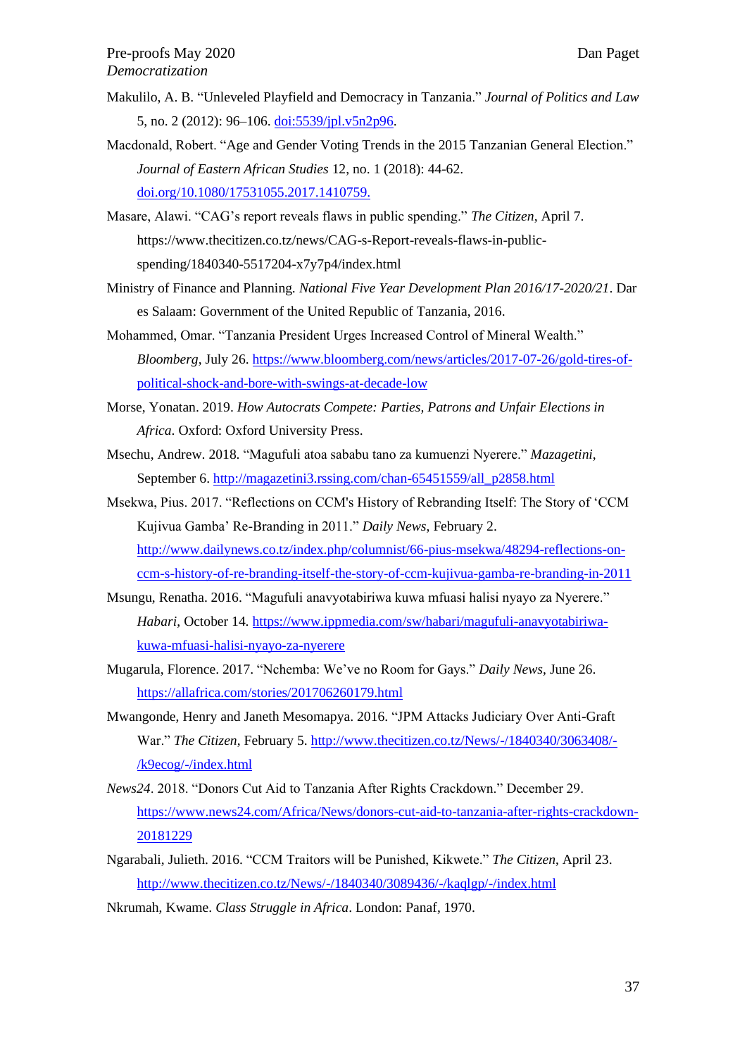Makulilo, A. B. "Unleveled Playfield and Democracy in Tanzania." *Journal of Politics and Law* 5, no. 2 (2012): 96–106. doi:5539/jpl.v5n2p96.

Macdonald, Robert. "Age and Gender Voting Trends in the 2015 Tanzanian General Election." *Journal of Eastern African Studies* 12, no. 1 (2018): 44-62. doi.org/10.1080/17531055.2017.1410759.

Masare, Alawi. "CAG's report reveals flaws in public spending." *The Citizen*, April 7. https://www.thecitizen.co.tz/news/CAG-s-Report-reveals-flaws-in-public-spending/1840340-5517204-x7y7p4/index.html

Ministry of Finance and Planning. *National Five Year Development Plan 2016/17-2020/21*. Dar es Salaam: Government of the United Republic of Tanzania, 2016.

Mohammed, Omar. "Tanzania President Urges Increased Control of Mineral Wealth." *Bloomberg*, July 26. https://www.bloomberg.com/news/articles/2017-07-26/gold-tires-of-political-shock-and-bore-with-swings-at-decade-low

Morse, Yonatan. 2019. *How Autocrats Compete: Parties, Patrons and Unfair Elections in Africa*. Oxford: Oxford University Press.

Msechu, Andrew. 2018. "Magufuli atoa sababu tano za kumuenzi Nyerere." *Mazagetini*, September 6. http://magazetini3.rssing.com/chan-65451559/all_p2858.html

Msekwa, Pius. 2017. "Reflections on CCM's History of Rebranding Itself: The Story of 'CCM Kujivua Gamba' Re-Branding in 2011." *Daily News*, February 2. http://www.dailynews.co.tz/index.php/columnist/66-pius-msekwa/48294-reflections-on-ccm-s-history-of-re-branding-itself-the-story-of-ccm-kujivua-gamba-re-branding-in-2011

Msungu, Renatha. 2016. "Magufuli anavyotabiriwa kuwa mfuasi halisi nyayo za Nyerere." *Habari*, October 14. https://www.ippmedia.com/sw/habari/magufuli-anavyotabiriwa-kuwa-mfuasi-halisi-nyayo-za-nyerere

Mugarula, Florence. 2017. "Nchemba: We've no Room for Gays." *Daily News*, June 26. https://allafrica.com/stories/201706260179.html

Mwangonde, Henry and Janeth Mesomapya. 2016. "JPM Attacks Judiciary Over Anti-Graft War." *The Citizen*, February 5. http://www.thecitizen.co.tz/News/-/1840340/3063408/-/k9ecog/-/index.html

*News24*. 2018. "Donors Cut Aid to Tanzania After Rights Crackdown." December 29. https://www.news24.com/Africa/News/donors-cut-aid-to-tanzania-after-rights-crackdown-20181229

Ngarabali, Julieth. 2016. "CCM Traitors will be Punished, Kikwete." *The Citizen*, April 23. http://www.thecitizen.co.tz/News/-/1840340/3089436/-/kaqlgp/-/index.html

Nkrumah, Kwame. *Class Struggle in Africa*. London: Panaf, 1970.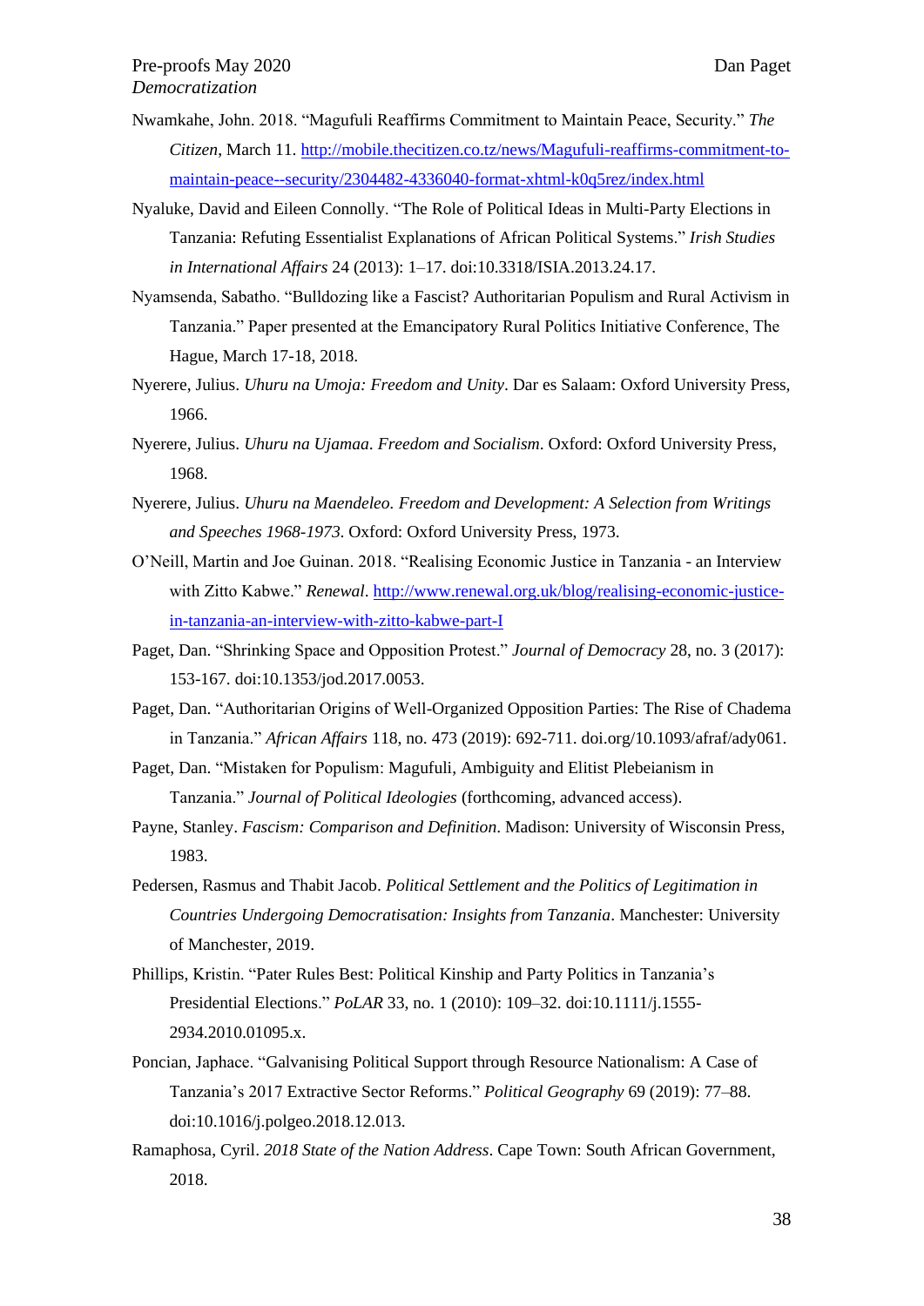Nwamkahe, John. 2018. "Magufuli Reaffirms Commitment to Maintain Peace, Security." *The Citizen*, March 11. http://mobile.thecitizen.co.tz/news/Magufuli-reaffirms-commitment-to-maintain-peace--security/2304482-4336040-format-xhtml-k0q5rez/index.html

Nyaluke, David and Eileen Connolly. "The Role of Political Ideas in Multi-Party Elections in Tanzania: Refuting Essentialist Explanations of African Political Systems." *Irish Studies in International Affairs* 24 (2013): 1–17. doi:10.3318/ISIA.2013.24.17.

Nyamsenda, Sabatho. "Bulldozing like a Fascist? Authoritarian Populism and Rural Activism in Tanzania." Paper presented at the Emancipatory Rural Politics Initiative Conference, The Hague, March 17-18, 2018.

Nyerere, Julius. *Uhuru na Umoja: Freedom and Unity*. Dar es Salaam: Oxford University Press, 1966.

Nyerere, Julius. *Uhuru na Ujamaa. Freedom and Socialism*. Oxford: Oxford University Press, 1968.

Nyerere, Julius. *Uhuru na Maendeleo. Freedom and Development: A Selection from Writings and Speeches 1968-1973*. Oxford: Oxford University Press, 1973.

O'Neill, Martin and Joe Guinan. 2018. "Realising Economic Justice in Tanzania - an Interview with Zitto Kabwe." *Renewal*. http://www.renewal.org.uk/blog/realising-economic-justice-in-tanzania-an-interview-with-zitto-kabwe-part-I

Paget, Dan. "Shrinking Space and Opposition Protest." *Journal of Democracy* 28, no. 3 (2017): 153-167. doi:10.1353/jod.2017.0053.

Paget, Dan. "Authoritarian Origins of Well-Organized Opposition Parties: The Rise of Chadema in Tanzania." *African Affairs* 118, no. 473 (2019): 692-711. doi.org/10.1093/afraf/ady061.

Paget, Dan. "Mistaken for Populism: Magufuli, Ambiguity and Elitist Plebeianism in Tanzania." *Journal of Political Ideologies* (forthcoming, advanced access).

Payne, Stanley. *Fascism: Comparison and Definition*. Madison: University of Wisconsin Press, 1983.

Pedersen, Rasmus and Thabit Jacob. *Political Settlement and the Politics of Legitimation in Countries Undergoing Democratisation: Insights from Tanzania*. Manchester: University of Manchester, 2019.

Phillips, Kristin. "Pater Rules Best: Political Kinship and Party Politics in Tanzania's Presidential Elections." *PoLAR* 33, no. 1 (2010): 109–32. doi:10.1111/j.1555-2934.2010.01095.x.

Poncian, Japhace. "Galvanising Political Support through Resource Nationalism: A Case of Tanzania's 2017 Extractive Sector Reforms." *Political Geography* 69 (2019): 77–88. doi:10.1016/j.polgeo.2018.12.013.

Ramaphosa, Cyril. *2018 State of the Nation Address*. Cape Town: South African Government, 2018.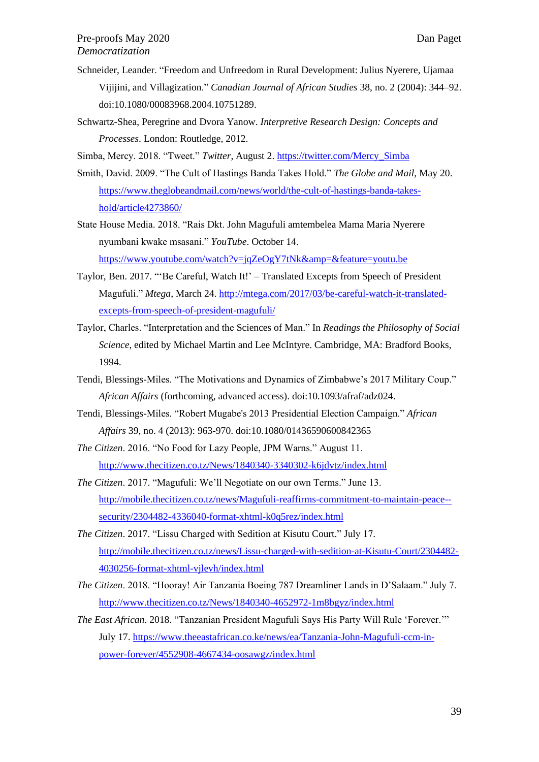Schneider, Leander. "Freedom and Unfreedom in Rural Development: Julius Nyerere, Ujamaa Vijijini, and Villagization." *Canadian Journal of African Studies* 38, no. 2 (2004): 344–92. doi:10.1080/00083968.2004.10751289.

Schwartz-Shea, Peregrine and Dvora Yanow. *Interpretive Research Design: Concepts and Processes*. London: Routledge, 2012.

Simba, Mercy. 2018. "Tweet." *Twitter*, August 2. https://twitter.com/Mercy_Simba

Smith, David. 2009. "The Cult of Hastings Banda Takes Hold." *The Globe and Mail*, May 20. https://www.theglobeandmail.com/news/world/the-cult-of-hastings-banda-takes-hold/article4273860/

State House Media. 2018. "Rais Dkt. John Magufuli amtembelea Mama Maria Nyerere nyumbani kwake msasani." *YouTube*. October 14. https://www.youtube.com/watch?v=jqZeOgY7tNk&amp=&feature=youtu.be

Taylor, Ben. 2017. "'Be Careful, Watch It!' – Translated Excepts from Speech of President Magufuli." *Mtega*, March 24. http://mtega.com/2017/03/be-careful-watch-it-translated-excepts-from-speech-of-president-magufuli/

Taylor, Charles. "Interpretation and the Sciences of Man." In *Readings the Philosophy of Social Science*, edited by Michael Martin and Lee McIntyre. Cambridge, MA: Bradford Books, 1994.

Tendi, Blessings-Miles. "The Motivations and Dynamics of Zimbabwe's 2017 Military Coup." *African Affairs* (forthcoming, advanced access). doi:10.1093/afraf/adz024.

Tendi, Blessings-Miles. "Robert Mugabe's 2013 Presidential Election Campaign." *African Affairs* 39, no. 4 (2013): 963-970. doi:10.1080/01436590600842365

*The Citizen*. 2016. "No Food for Lazy People, JPM Warns." August 11. http://www.thecitizen.co.tz/News/1840340-3340302-k6jdvtz/index.html

*The Citizen*. 2017. "Magufuli: We'll Negotiate on our own Terms." June 13. http://mobile.thecitizen.co.tz/news/Magufuli-reaffirms-commitment-to-maintain-peace--security/2304482-4336040-format-xhtml-k0q5rez/index.html

*The Citizen*. 2017. "Lissu Charged with Sedition at Kisutu Court." July 17. http://mobile.thecitizen.co.tz/news/Lissu-charged-with-sedition-at-Kisutu-Court/2304482-4030256-format-xhtml-vjlevh/index.html

*The Citizen*. 2018. "Hooray! Air Tanzania Boeing 787 Dreamliner Lands in D'Salaam." July 7. http://www.thecitizen.co.tz/News/1840340-4652972-1m8bgyz/index.html

*The East African*. 2018. "Tanzanian President Magufuli Says His Party Will Rule 'Forever.'" July 17. https://www.theeastafrican.co.ke/news/ea/Tanzania-John-Magufuli-ccm-in-power-forever/4552908-4667434-oosawgz/index.html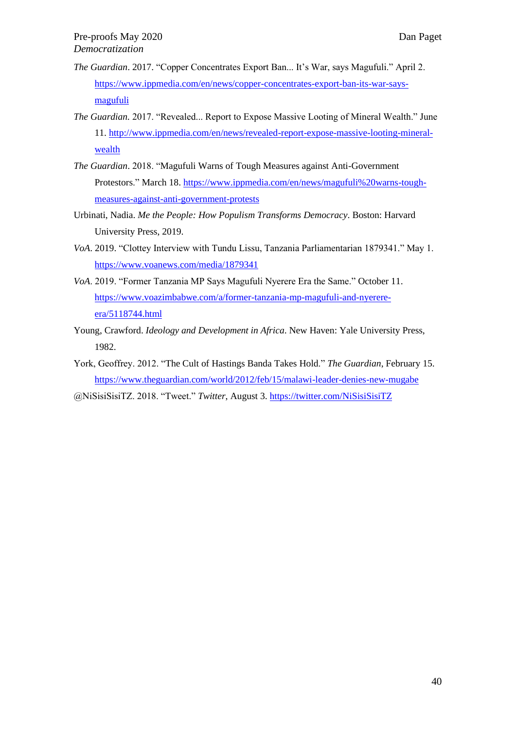*The Guardian*. 2017. "Copper Concentrates Export Ban... It's War, says Magufuli." April 2. https://www.ippmedia.com/en/news/copper-concentrates-export-ban-its-war-says-magufuli

*The Guardian.* 2017. "Revealed... Report to Expose Massive Looting of Mineral Wealth." June 11. http://www.ippmedia.com/en/news/revealed-report-expose-massive-looting-mineral-wealth

*The Guardian*. 2018. "Magufuli Warns of Tough Measures against Anti-Government Protestors." March 18. https://www.ippmedia.com/en/news/magufuli%20warns-tough-measures-against-anti-government-protests

Urbinati, Nadia. *Me the People: How Populism Transforms Democracy*. Boston: Harvard University Press, 2019.

*VoA*. 2019. "Clottey Interview with Tundu Lissu, Tanzania Parliamentarian 1879341." May 1. https://www.voanews.com/media/1879341

*VoA*. 2019. "Former Tanzania MP Says Magufuli Nyerere Era the Same." October 11. https://www.voazimbabwe.com/a/former-tanzania-mp-magufuli-and-nyerere-era/5118744.html

Young, Crawford. *Ideology and Development in Africa*. New Haven: Yale University Press, 1982.

York, Geoffrey. 2012. "The Cult of Hastings Banda Takes Hold." *The Guardian*, February 15. https://www.theguardian.com/world/2012/feb/15/malawi-leader-denies-new-mugabe

@NiSisiSisiTZ. 2018. "Tweet." *Twitter*, August 3. https://twitter.com/NiSisiSisiTZ